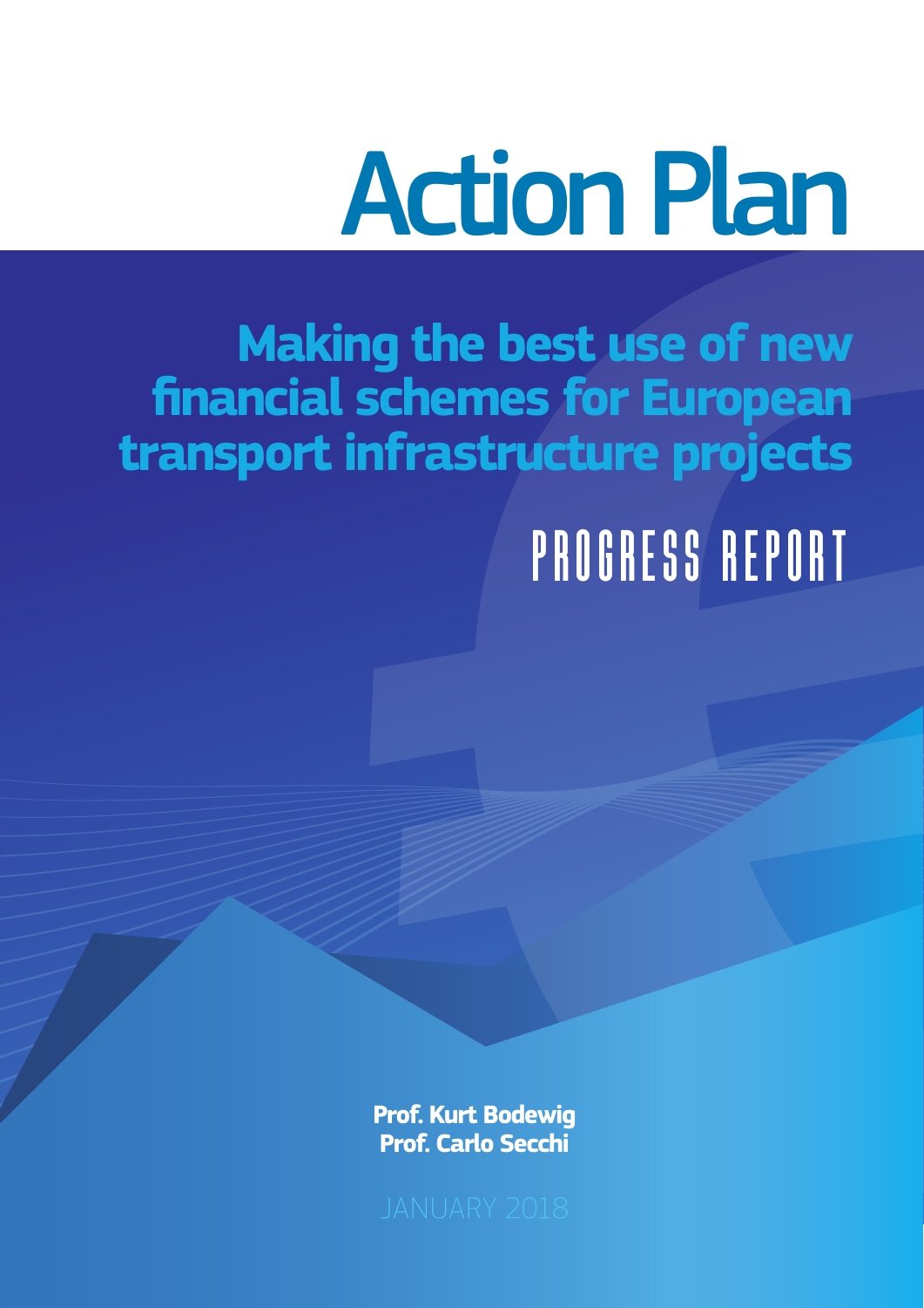# Action Plan

## Making the best use of new financial schemes for European transport infrastructure projects

PROGRESS REPORT

**Prof. Kurt Bodewig**
**Prof. Carlo Secchi**

JANUARY 2018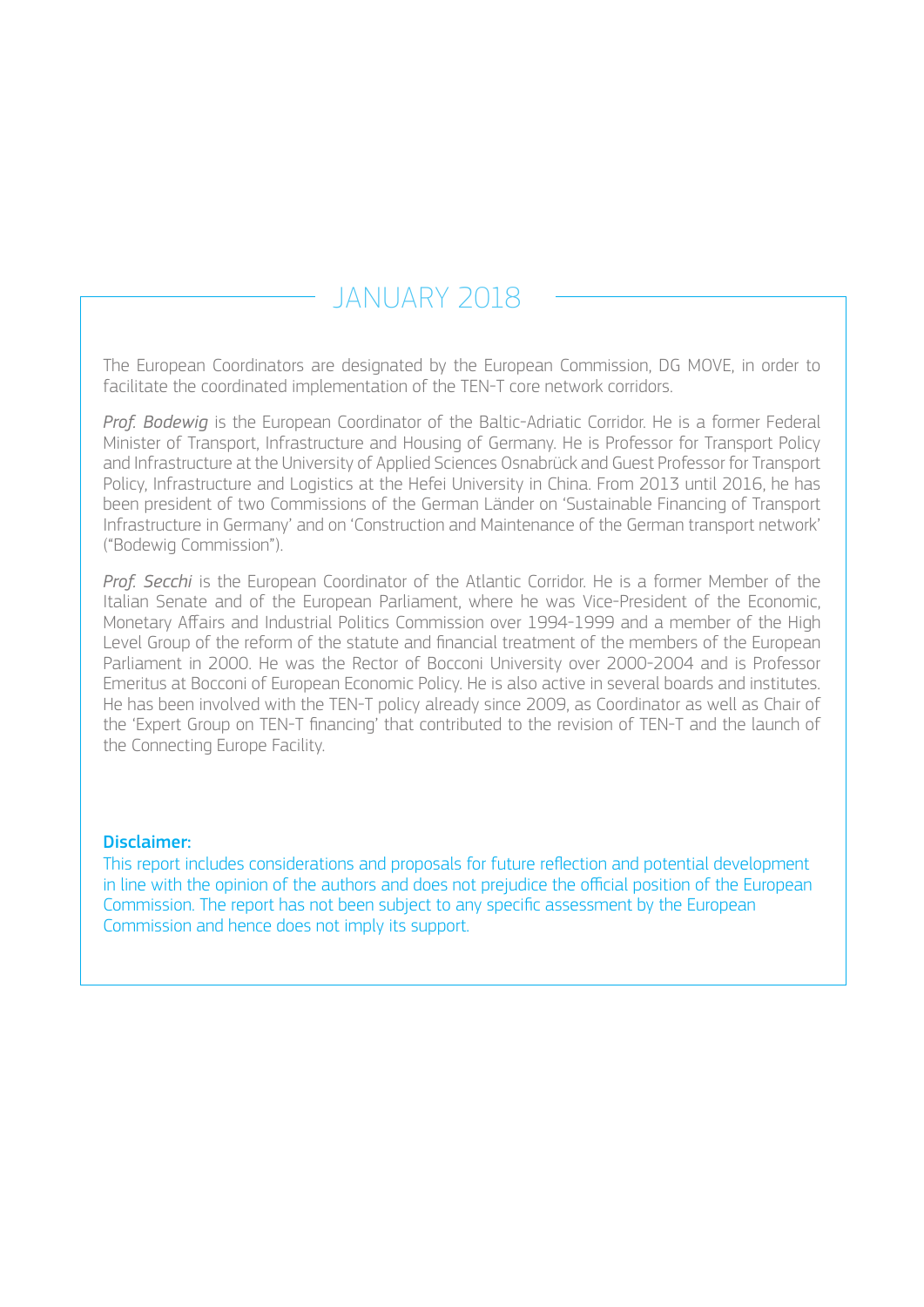## JANUARY 2018

The European Coordinators are designated by the European Commission, DG MOVE, in order to facilitate the coordinated implementation of the TEN-T core network corridors.

*Prof. Bodewig* is the European Coordinator of the Baltic-Adriatic Corridor. He is a former Federal Minister of Transport, Infrastructure and Housing of Germany. He is Professor for Transport Policy and Infrastructure at the University of Applied Sciences Osnabrück and Guest Professor for Transport Policy, Infrastructure and Logistics at the Hefei University in China. From 2013 until 2016, he has been president of two Commissions of the German Länder on 'Sustainable Financing of Transport Infrastructure in Germany' and on 'Construction and Maintenance of the German transport network' ("Bodewig Commission").

*Prof. Secchi* is the European Coordinator of the Atlantic Corridor. He is a former Member of the Italian Senate and of the European Parliament, where he was Vice-President of the Economic, Monetary Affairs and Industrial Politics Commission over 1994-1999 and a member of the High Level Group of the reform of the statute and financial treatment of the members of the European Parliament in 2000. He was the Rector of Bocconi University over 2000-2004 and is Professor Emeritus at Bocconi of European Economic Policy. He is also active in several boards and institutes. He has been involved with the TEN-T policy already since 2009, as Coordinator as well as Chair of the 'Expert Group on TEN-T financing' that contributed to the revision of TEN-T and the launch of the Connecting Europe Facility.

**Disclaimer:**
This report includes considerations and proposals for future reflection and potential development in line with the opinion of the authors and does not prejudice the official position of the European Commission. The report has not been subject to any specific assessment by the European Commission and hence does not imply its support.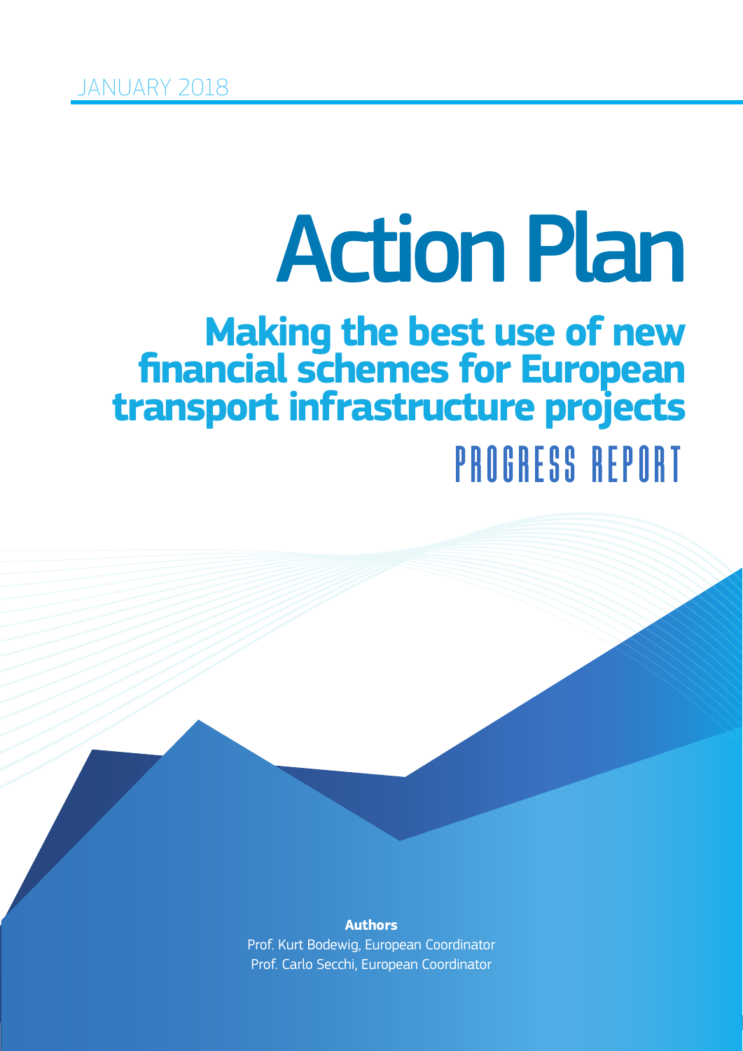JANUARY 2018

# Action Plan

## Making the best use of new financial schemes for European transport infrastructure projects

## PROGRESS REPORT

**Authors**

Prof. Kurt Bodewig, European Coordinator

Prof. Carlo Secchi, European Coordinator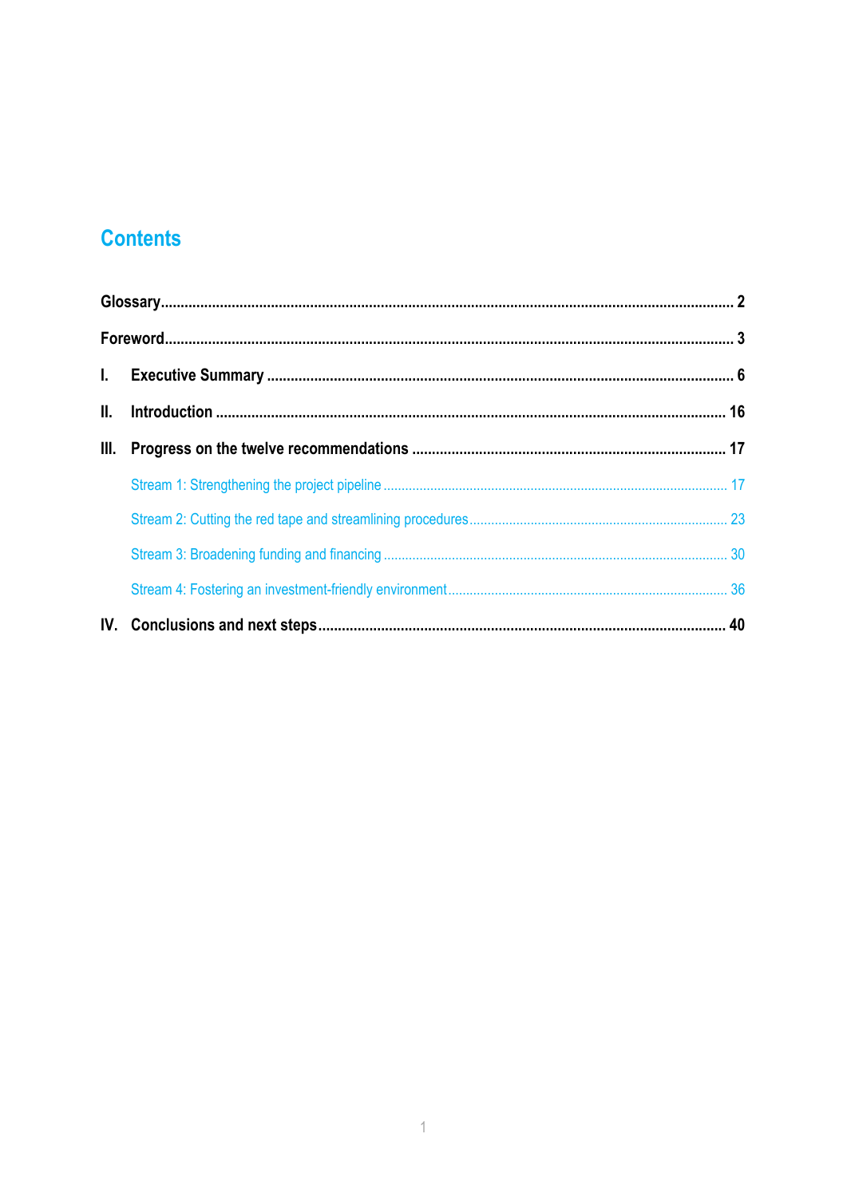# Contents

**Glossary** ... 2

**Foreword** ... 3

**I. Executive Summary** ... 6

**II. Introduction** ... 16

**III. Progress on the twelve recommendations** ... 17

- Stream 1: Strengthening the project pipeline ... 17
- Stream 2: Cutting the red tape and streamlining procedures ... 23
- Stream 3: Broadening funding and financing ... 30
- Stream 4: Fostering an investment-friendly environment ... 36

**IV. Conclusions and next steps** ... 40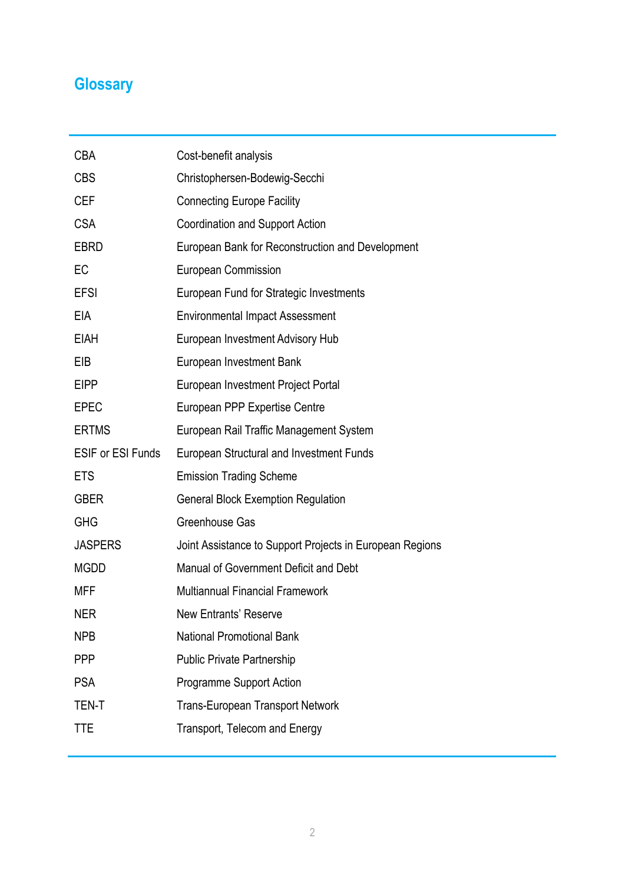## Glossary

| | |
|---|---|
| CBA | Cost-benefit analysis |
| CBS | Christophersen-Bodewig-Secchi |
| CEF | Connecting Europe Facility |
| CSA | Coordination and Support Action |
| EBRD | European Bank for Reconstruction and Development |
| EC | European Commission |
| EFSI | European Fund for Strategic Investments |
| EIA | Environmental Impact Assessment |
| EIAH | European Investment Advisory Hub |
| EIB | European Investment Bank |
| EIPP | European Investment Project Portal |
| EPEC | European PPP Expertise Centre |
| ERTMS | European Rail Traffic Management System |
| ESIF or ESI Funds | European Structural and Investment Funds |
| ETS | Emission Trading Scheme |
| GBER | General Block Exemption Regulation |
| GHG | Greenhouse Gas |
| JASPERS | Joint Assistance to Support Projects in European Regions |
| MGDD | Manual of Government Deficit and Debt |
| MFF | Multiannual Financial Framework |
| NER | New Entrants' Reserve |
| NPB | National Promotional Bank |
| PPP | Public Private Partnership |
| PSA | Programme Support Action |
| TEN-T | Trans-European Transport Network |
| TTE | Transport, Telecom and Energy |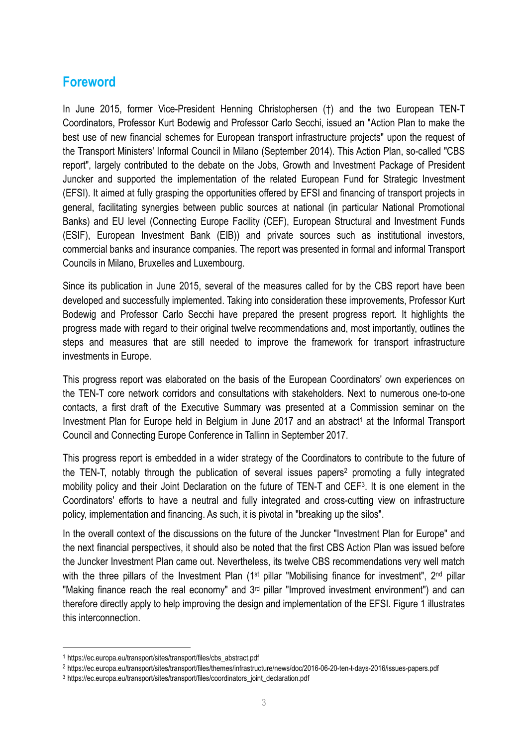## Foreword

In June 2015, former Vice-President Henning Christophersen (†) and the two European TEN-T Coordinators, Professor Kurt Bodewig and Professor Carlo Secchi, issued an "Action Plan to make the best use of new financial schemes for European transport infrastructure projects" upon the request of the Transport Ministers' Informal Council in Milano (September 2014). This Action Plan, so-called "CBS report", largely contributed to the debate on the Jobs, Growth and Investment Package of President Juncker and supported the implementation of the related European Fund for Strategic Investment (EFSI). It aimed at fully grasping the opportunities offered by EFSI and financing of transport projects in general, facilitating synergies between public sources at national (in particular National Promotional Banks) and EU level (Connecting Europe Facility (CEF), European Structural and Investment Funds (ESIF), European Investment Bank (EIB)) and private sources such as institutional investors, commercial banks and insurance companies. The report was presented in formal and informal Transport Councils in Milano, Bruxelles and Luxembourg.

Since its publication in June 2015, several of the measures called for by the CBS report have been developed and successfully implemented. Taking into consideration these improvements, Professor Kurt Bodewig and Professor Carlo Secchi have prepared the present progress report. It highlights the progress made with regard to their original twelve recommendations and, most importantly, outlines the steps and measures that are still needed to improve the framework for transport infrastructure investments in Europe.

This progress report was elaborated on the basis of the European Coordinators' own experiences on the TEN-T core network corridors and consultations with stakeholders. Next to numerous one-to-one contacts, a first draft of the Executive Summary was presented at a Commission seminar on the Investment Plan for Europe held in Belgium in June 2017 and an abstract[1] at the Informal Transport Council and Connecting Europe Conference in Tallinn in September 2017.

This progress report is embedded in a wider strategy of the Coordinators to contribute to the future of the TEN-T, notably through the publication of several issues papers[2] promoting a fully integrated mobility policy and their Joint Declaration on the future of TEN-T and CEF[3]. It is one element in the Coordinators' efforts to have a neutral and fully integrated and cross-cutting view on infrastructure policy, implementation and financing. As such, it is pivotal in "breaking up the silos".

In the overall context of the discussions on the future of the Juncker "Investment Plan for Europe" and the next financial perspectives, it should also be noted that the first CBS Action Plan was issued before the Juncker Investment Plan came out. Nevertheless, its twelve CBS recommendations very well match with the three pillars of the Investment Plan (1st pillar "Mobilising finance for investment", 2nd pillar "Making finance reach the real economy" and 3rd pillar "Improved investment environment") and can therefore directly apply to help improving the design and implementation of the EFSI. Figure 1 illustrates this interconnection.

---

[1] https://ec.europa.eu/transport/sites/transport/files/cbs_abstract.pdf

[2] https://ec.europa.eu/transport/sites/transport/files/themes/infrastructure/news/doc/2016-06-20-ten-t-days-2016/issues-papers.pdf

[3] https://ec.europa.eu/transport/sites/transport/files/coordinators_joint_declaration.pdf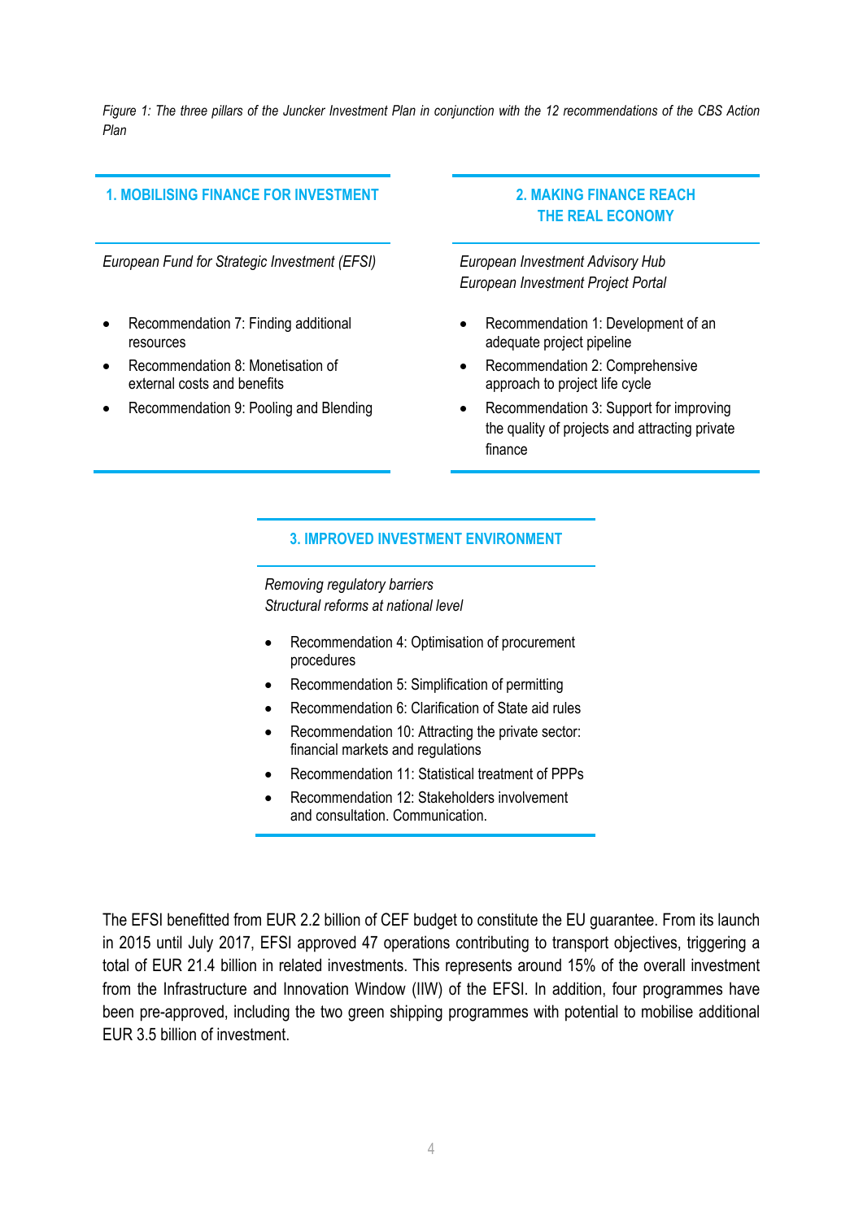*Figure 1: The three pillars of the Juncker Investment Plan in conjunction with the 12 recommendations of the CBS Action Plan*

**1. MOBILISING FINANCE FOR INVESTMENT**

*European Fund for Strategic Investment (EFSI)*

- Recommendation 7: Finding additional resources
- Recommendation 8: Monetisation of external costs and benefits
- Recommendation 9: Pooling and Blending

**2. MAKING FINANCE REACH THE REAL ECONOMY**

*European Investment Advisory Hub*
*European Investment Project Portal*

- Recommendation 1: Development of an adequate project pipeline
- Recommendation 2: Comprehensive approach to project life cycle
- Recommendation 3: Support for improving the quality of projects and attracting private finance

**3. IMPROVED INVESTMENT ENVIRONMENT**

*Removing regulatory barriers*
*Structural reforms at national level*

- Recommendation 4: Optimisation of procurement procedures
- Recommendation 5: Simplification of permitting
- Recommendation 6: Clarification of State aid rules
- Recommendation 10: Attracting the private sector: financial markets and regulations
- Recommendation 11: Statistical treatment of PPPs
- Recommendation 12: Stakeholders involvement and consultation. Communication.

The EFSI benefitted from EUR 2.2 billion of CEF budget to constitute the EU guarantee. From its launch in 2015 until July 2017, EFSI approved 47 operations contributing to transport objectives, triggering a total of EUR 21.4 billion in related investments. This represents around 15% of the overall investment from the Infrastructure and Innovation Window (IIW) of the EFSI. In addition, four programmes have been pre-approved, including the two green shipping programmes with potential to mobilise additional EUR 3.5 billion of investment.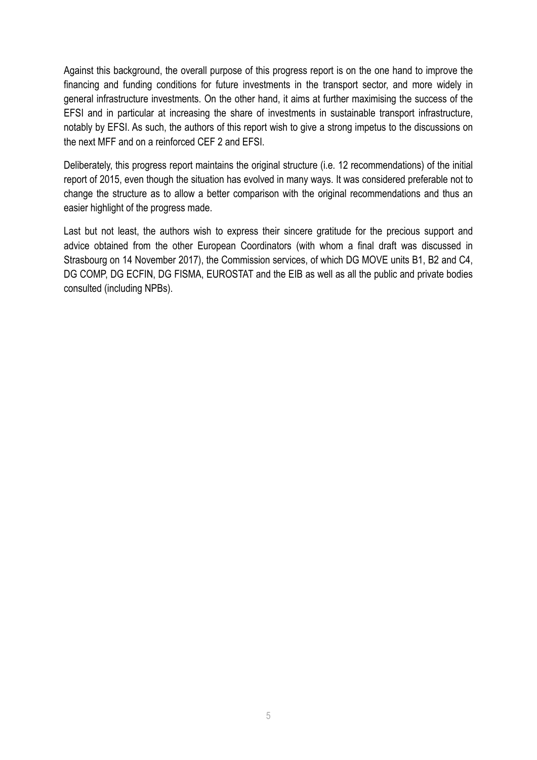Against this background, the overall purpose of this progress report is on the one hand to improve the financing and funding conditions for future investments in the transport sector, and more widely in general infrastructure investments. On the other hand, it aims at further maximising the success of the EFSI and in particular at increasing the share of investments in sustainable transport infrastructure, notably by EFSI. As such, the authors of this report wish to give a strong impetus to the discussions on the next MFF and on a reinforced CEF 2 and EFSI.

Deliberately, this progress report maintains the original structure (i.e. 12 recommendations) of the initial report of 2015, even though the situation has evolved in many ways. It was considered preferable not to change the structure as to allow a better comparison with the original recommendations and thus an easier highlight of the progress made.

Last but not least, the authors wish to express their sincere gratitude for the precious support and advice obtained from the other European Coordinators (with whom a final draft was discussed in Strasbourg on 14 November 2017), the Commission services, of which DG MOVE units B1, B2 and C4, DG COMP, DG ECFIN, DG FISMA, EUROSTAT and the EIB as well as all the public and private bodies consulted (including NPBs).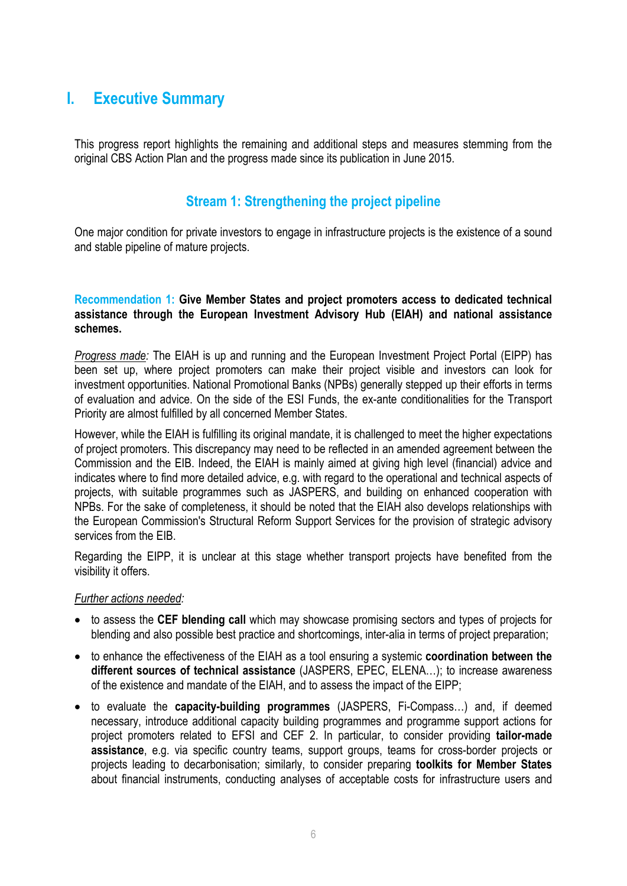# I. Executive Summary

This progress report highlights the remaining and additional steps and measures stemming from the original CBS Action Plan and the progress made since its publication in June 2015.

## Stream 1: Strengthening the project pipeline

One major condition for private investors to engage in infrastructure projects is the existence of a sound and stable pipeline of mature projects.

**Recommendation 1: Give Member States and project promoters access to dedicated technical assistance through the European Investment Advisory Hub (EIAH) and national assistance schemes.**

*Progress made:* The EIAH is up and running and the European Investment Project Portal (EIPP) has been set up, where project promoters can make their project visible and investors can look for investment opportunities. National Promotional Banks (NPBs) generally stepped up their efforts in terms of evaluation and advice. On the side of the ESI Funds, the ex-ante conditionalities for the Transport Priority are almost fulfilled by all concerned Member States.

However, while the EIAH is fulfilling its original mandate, it is challenged to meet the higher expectations of project promoters. This discrepancy may need to be reflected in an amended agreement between the Commission and the EIB. Indeed, the EIAH is mainly aimed at giving high level (financial) advice and indicates where to find more detailed advice, e.g. with regard to the operational and technical aspects of projects, with suitable programmes such as JASPERS, and building on enhanced cooperation with NPBs. For the sake of completeness, it should be noted that the EIAH also develops relationships with the European Commission's Structural Reform Support Services for the provision of strategic advisory services from the EIB.

Regarding the EIPP, it is unclear at this stage whether transport projects have benefited from the visibility it offers.

*Further actions needed:*

- to assess the **CEF blending call** which may showcase promising sectors and types of projects for blending and also possible best practice and shortcomings, inter-alia in terms of project preparation;
- to enhance the effectiveness of the EIAH as a tool ensuring a systemic **coordination between the different sources of technical assistance** (JASPERS, EPEC, ELENA…); to increase awareness of the existence and mandate of the EIAH, and to assess the impact of the EIPP;
- to evaluate the **capacity-building programmes** (JASPERS, Fi-Compass…) and, if deemed necessary, introduce additional capacity building programmes and programme support actions for project promoters related to EFSI and CEF 2. In particular, to consider providing **tailor-made assistance**, e.g. via specific country teams, support groups, teams for cross-border projects or projects leading to decarbonisation; similarly, to consider preparing **toolkits for Member States** about financial instruments, conducting analyses of acceptable costs for infrastructure users and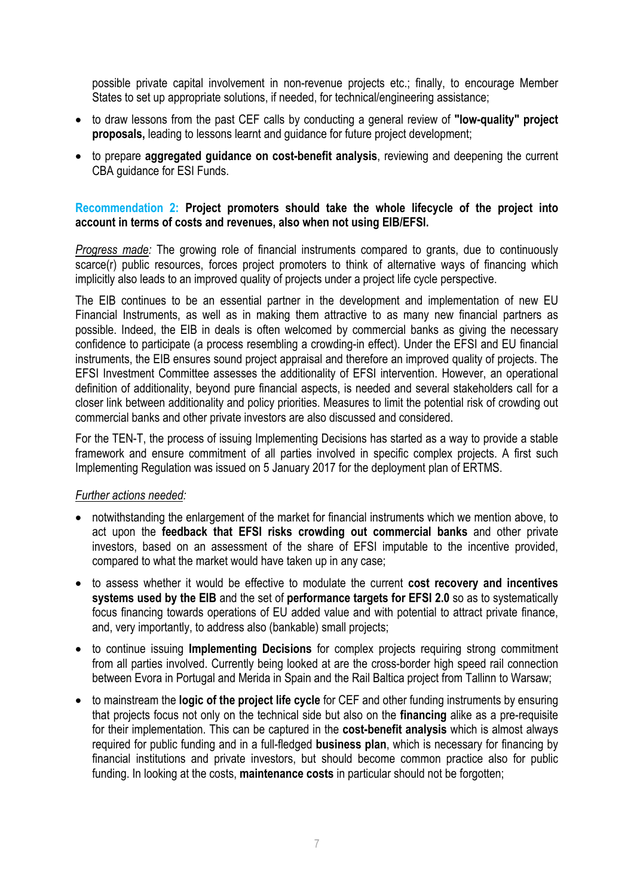possible private capital involvement in non-revenue projects etc.; finally, to encourage Member States to set up appropriate solutions, if needed, for technical/engineering assistance;

- to draw lessons from the past CEF calls by conducting a general review of **"low-quality" project proposals,** leading to lessons learnt and guidance for future project development;
- to prepare **aggregated guidance on cost-benefit analysis**, reviewing and deepening the current CBA guidance for ESI Funds.

**Recommendation 2: Project promoters should take the whole lifecycle of the project into account in terms of costs and revenues, also when not using EIB/EFSI.**

*Progress made:* The growing role of financial instruments compared to grants, due to continuously scarce(r) public resources, forces project promoters to think of alternative ways of financing which implicitly also leads to an improved quality of projects under a project life cycle perspective.

The EIB continues to be an essential partner in the development and implementation of new EU Financial Instruments, as well as in making them attractive to as many new financial partners as possible. Indeed, the EIB in deals is often welcomed by commercial banks as giving the necessary confidence to participate (a process resembling a crowding-in effect). Under the EFSI and EU financial instruments, the EIB ensures sound project appraisal and therefore an improved quality of projects. The EFSI Investment Committee assesses the additionality of EFSI intervention. However, an operational definition of additionality, beyond pure financial aspects, is needed and several stakeholders call for a closer link between additionality and policy priorities. Measures to limit the potential risk of crowding out commercial banks and other private investors are also discussed and considered.

For the TEN-T, the process of issuing Implementing Decisions has started as a way to provide a stable framework and ensure commitment of all parties involved in specific complex projects. A first such Implementing Regulation was issued on 5 January 2017 for the deployment plan of ERTMS.

*Further actions needed:*

- notwithstanding the enlargement of the market for financial instruments which we mention above, to act upon the **feedback that EFSI risks crowding out commercial banks** and other private investors, based on an assessment of the share of EFSI imputable to the incentive provided, compared to what the market would have taken up in any case;
- to assess whether it would be effective to modulate the current **cost recovery and incentives systems used by the EIB** and the set of **performance targets for EFSI 2.0** so as to systematically focus financing towards operations of EU added value and with potential to attract private finance, and, very importantly, to address also (bankable) small projects;
- to continue issuing **Implementing Decisions** for complex projects requiring strong commitment from all parties involved. Currently being looked at are the cross-border high speed rail connection between Evora in Portugal and Merida in Spain and the Rail Baltica project from Tallinn to Warsaw;
- to mainstream the **logic of the project life cycle** for CEF and other funding instruments by ensuring that projects focus not only on the technical side but also on the **financing** alike as a pre-requisite for their implementation. This can be captured in the **cost-benefit analysis** which is almost always required for public funding and in a full-fledged **business plan**, which is necessary for financing by financial institutions and private investors, but should become common practice also for public funding. In looking at the costs, **maintenance costs** in particular should not be forgotten;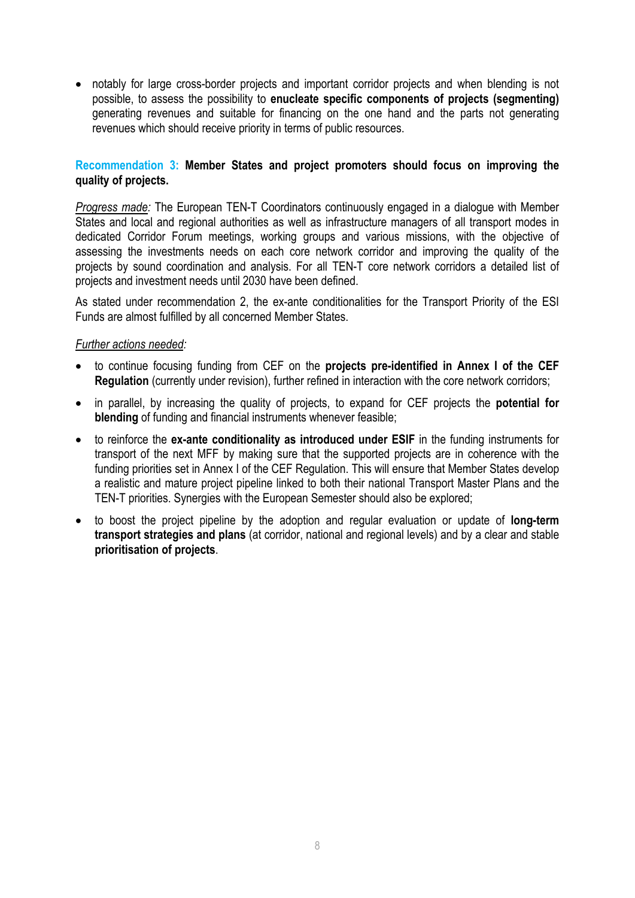- notably for large cross-border projects and important corridor projects and when blending is not possible, to assess the possibility to **enucleate specific components of projects (segmenting)** generating revenues and suitable for financing on the one hand and the parts not generating revenues which should receive priority in terms of public resources.

**Recommendation 3: Member States and project promoters should focus on improving the quality of projects.**

*Progress made:* The European TEN-T Coordinators continuously engaged in a dialogue with Member States and local and regional authorities as well as infrastructure managers of all transport modes in dedicated Corridor Forum meetings, working groups and various missions, with the objective of assessing the investments needs on each core network corridor and improving the quality of the projects by sound coordination and analysis. For all TEN-T core network corridors a detailed list of projects and investment needs until 2030 have been defined.

As stated under recommendation 2, the ex-ante conditionalities for the Transport Priority of the ESI Funds are almost fulfilled by all concerned Member States.

*Further actions needed:*

- to continue focusing funding from CEF on the **projects pre-identified in Annex I of the CEF Regulation** (currently under revision), further refined in interaction with the core network corridors;
- in parallel, by increasing the quality of projects, to expand for CEF projects the **potential for blending** of funding and financial instruments whenever feasible;
- to reinforce the **ex-ante conditionality as introduced under ESIF** in the funding instruments for transport of the next MFF by making sure that the supported projects are in coherence with the funding priorities set in Annex I of the CEF Regulation. This will ensure that Member States develop a realistic and mature project pipeline linked to both their national Transport Master Plans and the TEN-T priorities. Synergies with the European Semester should also be explored;
- to boost the project pipeline by the adoption and regular evaluation or update of **long-term transport strategies and plans** (at corridor, national and regional levels) and by a clear and stable **prioritisation of projects**.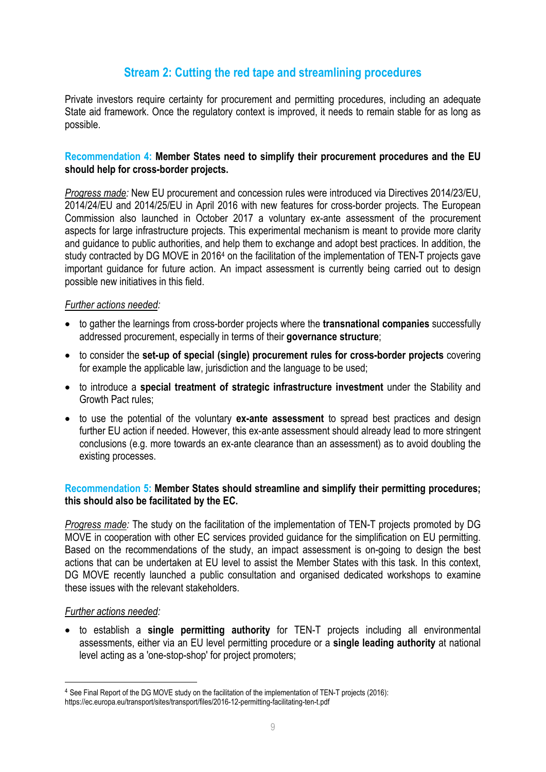## Stream 2: Cutting the red tape and streamlining procedures

Private investors require certainty for procurement and permitting procedures, including an adequate State aid framework. Once the regulatory context is improved, it needs to remain stable for as long as possible.

**Recommendation 4: Member States need to simplify their procurement procedures and the EU should help for cross-border projects.**

*Progress made:* New EU procurement and concession rules were introduced via Directives 2014/23/EU, 2014/24/EU and 2014/25/EU in April 2016 with new features for cross-border projects. The European Commission also launched in October 2017 a voluntary ex-ante assessment of the procurement aspects for large infrastructure projects. This experimental mechanism is meant to provide more clarity and guidance to public authorities, and help them to exchange and adopt best practices. In addition, the study contracted by DG MOVE in 2016[4] on the facilitation of the implementation of TEN-T projects gave important guidance for future action. An impact assessment is currently being carried out to design possible new initiatives in this field.

*Further actions needed:*

- to gather the learnings from cross-border projects where the **transnational companies** successfully addressed procurement, especially in terms of their **governance structure**;
- to consider the **set-up of special (single) procurement rules for cross-border projects** covering for example the applicable law, jurisdiction and the language to be used;
- to introduce a **special treatment of strategic infrastructure investment** under the Stability and Growth Pact rules;
- to use the potential of the voluntary **ex-ante assessment** to spread best practices and design further EU action if needed. However, this ex-ante assessment should already lead to more stringent conclusions (e.g. more towards an ex-ante clearance than an assessment) as to avoid doubling the existing processes.

**Recommendation 5: Member States should streamline and simplify their permitting procedures; this should also be facilitated by the EC.**

*Progress made:* The study on the facilitation of the implementation of TEN-T projects promoted by DG MOVE in cooperation with other EC services provided guidance for the simplification on EU permitting. Based on the recommendations of the study, an impact assessment is on-going to design the best actions that can be undertaken at EU level to assist the Member States with this task. In this context, DG MOVE recently launched a public consultation and organised dedicated workshops to examine these issues with the relevant stakeholders.

*Further actions needed:*

- to establish a **single permitting authority** for TEN-T projects including all environmental assessments, either via an EU level permitting procedure or a **single leading authority** at national level acting as a 'one-stop-shop' for project promoters;

[4] See Final Report of the DG MOVE study on the facilitation of the implementation of TEN-T projects (2016): https://ec.europa.eu/transport/sites/transport/files/2016-12-permitting-facilitating-ten-t.pdf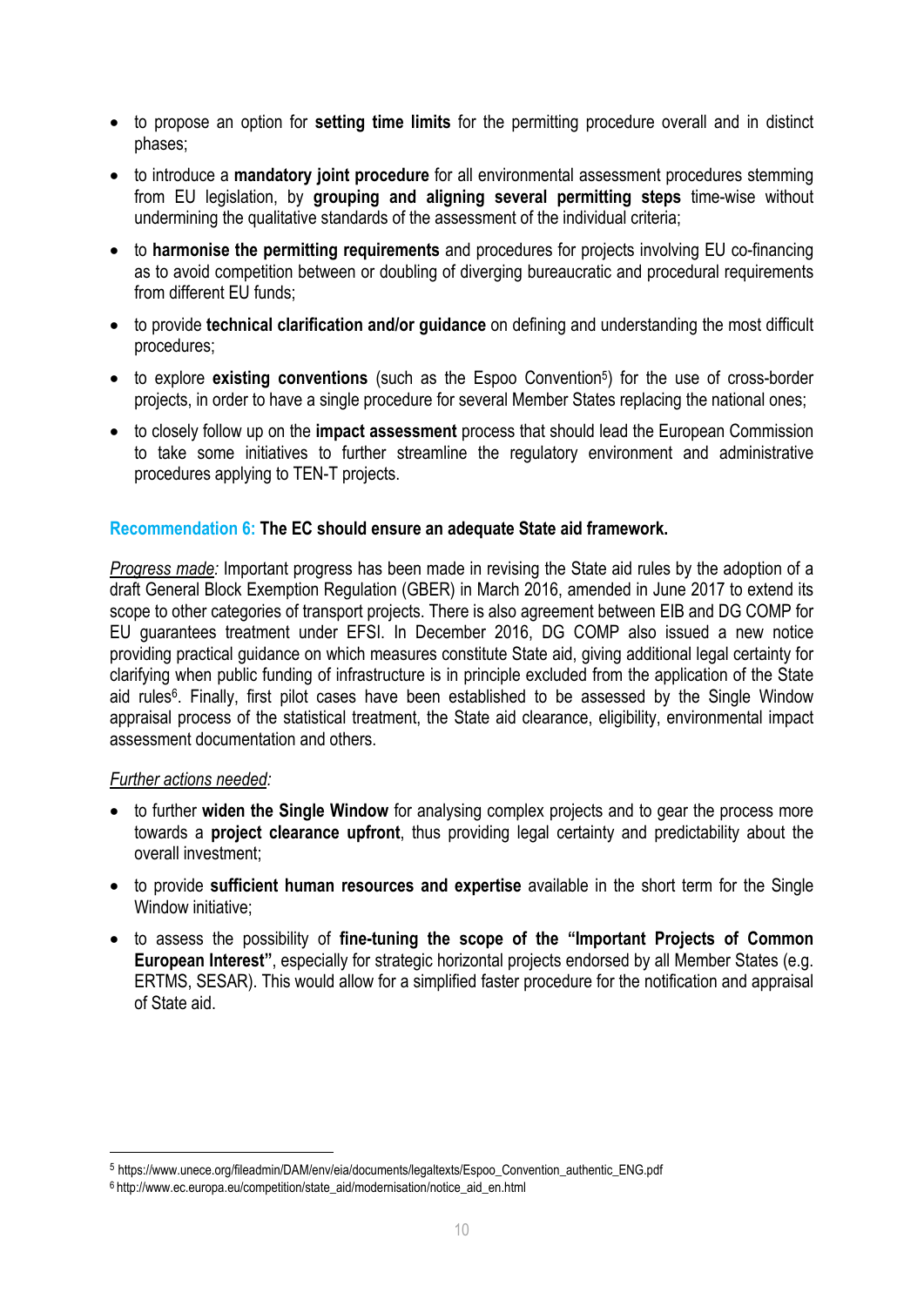- to propose an option for **setting time limits** for the permitting procedure overall and in distinct phases;
- to introduce a **mandatory joint procedure** for all environmental assessment procedures stemming from EU legislation, by **grouping and aligning several permitting steps** time-wise without undermining the qualitative standards of the assessment of the individual criteria;
- to **harmonise the permitting requirements** and procedures for projects involving EU co-financing as to avoid competition between or doubling of diverging bureaucratic and procedural requirements from different EU funds;
- to provide **technical clarification and/or guidance** on defining and understanding the most difficult procedures;
- to explore **existing conventions** (such as the Espoo Convention[5]) for the use of cross-border projects, in order to have a single procedure for several Member States replacing the national ones;
- to closely follow up on the **impact assessment** process that should lead the European Commission to take some initiatives to further streamline the regulatory environment and administrative procedures applying to TEN-T projects.

**Recommendation 6: The EC should ensure an adequate State aid framework.**

*Progress made:* Important progress has been made in revising the State aid rules by the adoption of a draft General Block Exemption Regulation (GBER) in March 2016, amended in June 2017 to extend its scope to other categories of transport projects. There is also agreement between EIB and DG COMP for EU guarantees treatment under EFSI. In December 2016, DG COMP also issued a new notice providing practical guidance on which measures constitute State aid, giving additional legal certainty for clarifying when public funding of infrastructure is in principle excluded from the application of the State aid rules[6]. Finally, first pilot cases have been established to be assessed by the Single Window appraisal process of the statistical treatment, the State aid clearance, eligibility, environmental impact assessment documentation and others.

*Further actions needed:*

- to further **widen the Single Window** for analysing complex projects and to gear the process more towards a **project clearance upfront**, thus providing legal certainty and predictability about the overall investment;
- to provide **sufficient human resources and expertise** available in the short term for the Single Window initiative;
- to assess the possibility of **fine-tuning the scope of the "Important Projects of Common European Interest"**, especially for strategic horizontal projects endorsed by all Member States (e.g. ERTMS, SESAR). This would allow for a simplified faster procedure for the notification and appraisal of State aid.

[5] https://www.unece.org/fileadmin/DAM/env/eia/documents/legaltexts/Espoo_Convention_authentic_ENG.pdf

[6] http://www.ec.europa.eu/competition/state_aid/modernisation/notice_aid_en.html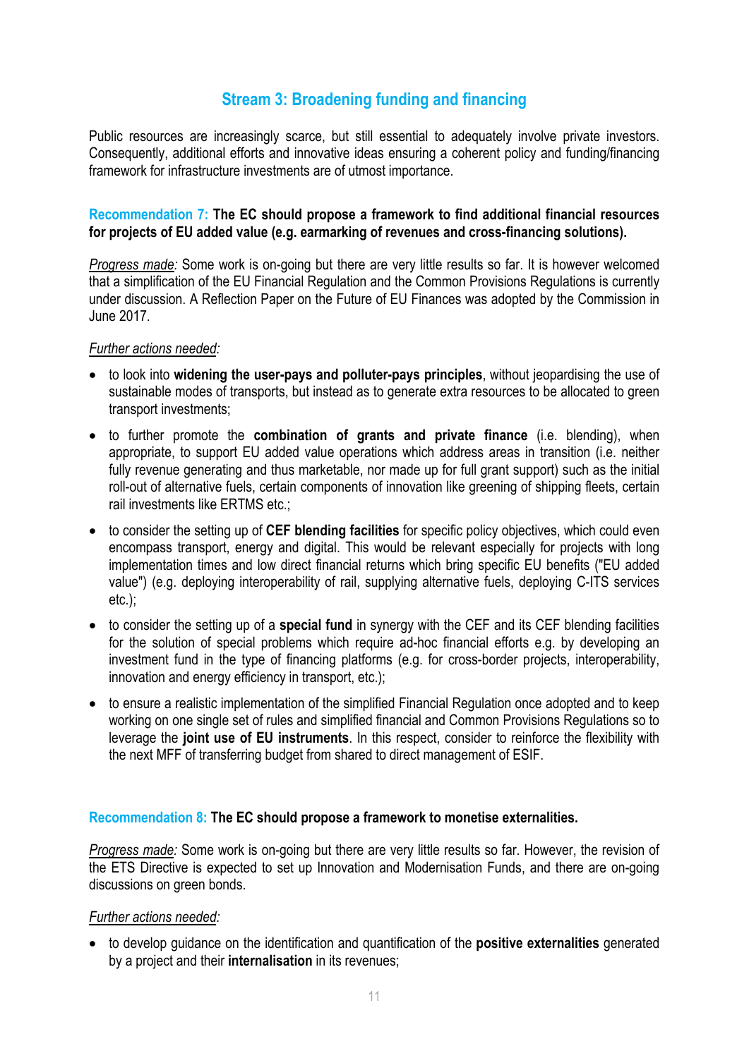## Stream 3: Broadening funding and financing

Public resources are increasingly scarce, but still essential to adequately involve private investors. Consequently, additional efforts and innovative ideas ensuring a coherent policy and funding/financing framework for infrastructure investments are of utmost importance.

**Recommendation 7: The EC should propose a framework to find additional financial resources for projects of EU added value (e.g. earmarking of revenues and cross-financing solutions).**

*Progress made:* Some work is on-going but there are very little results so far. It is however welcomed that a simplification of the EU Financial Regulation and the Common Provisions Regulations is currently under discussion. A Reflection Paper on the Future of EU Finances was adopted by the Commission in June 2017.

*Further actions needed:*

- to look into **widening the user-pays and polluter-pays principles**, without jeopardising the use of sustainable modes of transports, but instead as to generate extra resources to be allocated to green transport investments;
- to further promote the **combination of grants and private finance** (i.e. blending), when appropriate, to support EU added value operations which address areas in transition (i.e. neither fully revenue generating and thus marketable, nor made up for full grant support) such as the initial roll-out of alternative fuels, certain components of innovation like greening of shipping fleets, certain rail investments like ERTMS etc.;
- to consider the setting up of **CEF blending facilities** for specific policy objectives, which could even encompass transport, energy and digital. This would be relevant especially for projects with long implementation times and low direct financial returns which bring specific EU benefits ("EU added value") (e.g. deploying interoperability of rail, supplying alternative fuels, deploying C-ITS services etc.);
- to consider the setting up of a **special fund** in synergy with the CEF and its CEF blending facilities for the solution of special problems which require ad-hoc financial efforts e.g. by developing an investment fund in the type of financing platforms (e.g. for cross-border projects, interoperability, innovation and energy efficiency in transport, etc.);
- to ensure a realistic implementation of the simplified Financial Regulation once adopted and to keep working on one single set of rules and simplified financial and Common Provisions Regulations so to leverage the **joint use of EU instruments**. In this respect, consider to reinforce the flexibility with the next MFF of transferring budget from shared to direct management of ESIF.

**Recommendation 8: The EC should propose a framework to monetise externalities.**

*Progress made:* Some work is on-going but there are very little results so far. However, the revision of the ETS Directive is expected to set up Innovation and Modernisation Funds, and there are on-going discussions on green bonds.

*Further actions needed:*

- to develop guidance on the identification and quantification of the **positive externalities** generated by a project and their **internalisation** in its revenues;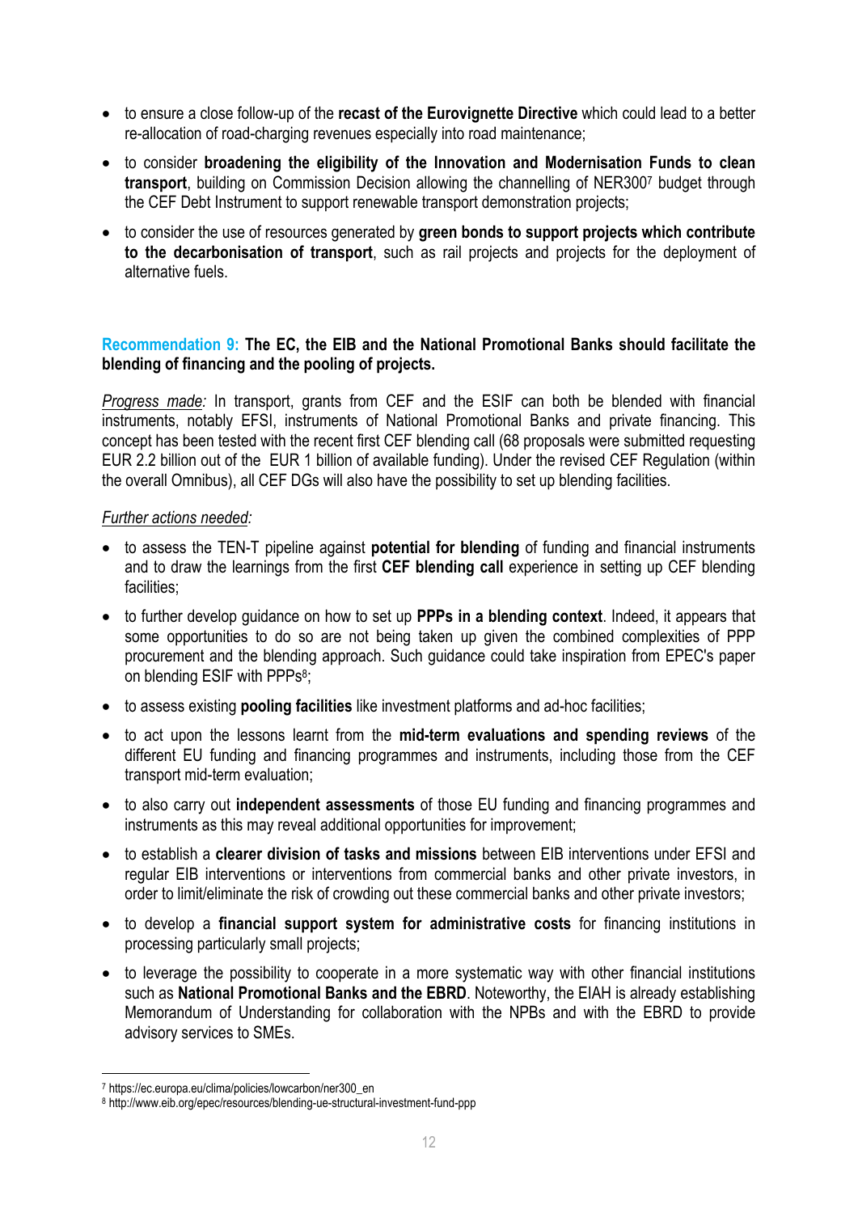- to ensure a close follow-up of the **recast of the Eurovignette Directive** which could lead to a better re-allocation of road-charging revenues especially into road maintenance;
- to consider **broadening the eligibility of the Innovation and Modernisation Funds to clean transport**, building on Commission Decision allowing the channelling of NER300[7] budget through the CEF Debt Instrument to support renewable transport demonstration projects;
- to consider the use of resources generated by **green bonds to support projects which contribute to the decarbonisation of transport**, such as rail projects and projects for the deployment of alternative fuels.

**Recommendation 9: The EC, the EIB and the National Promotional Banks should facilitate the blending of financing and the pooling of projects.**

*Progress made:* In transport, grants from CEF and the ESIF can both be blended with financial instruments, notably EFSI, instruments of National Promotional Banks and private financing. This concept has been tested with the recent first CEF blending call (68 proposals were submitted requesting EUR 2.2 billion out of the EUR 1 billion of available funding). Under the revised CEF Regulation (within the overall Omnibus), all CEF DGs will also have the possibility to set up blending facilities.

*Further actions needed:*

- to assess the TEN-T pipeline against **potential for blending** of funding and financial instruments and to draw the learnings from the first **CEF blending call** experience in setting up CEF blending facilities;
- to further develop guidance on how to set up **PPPs in a blending context**. Indeed, it appears that some opportunities to do so are not being taken up given the combined complexities of PPP procurement and the blending approach. Such guidance could take inspiration from EPEC's paper on blending ESIF with PPPs[8];
- to assess existing **pooling facilities** like investment platforms and ad-hoc facilities;
- to act upon the lessons learnt from the **mid-term evaluations and spending reviews** of the different EU funding and financing programmes and instruments, including those from the CEF transport mid-term evaluation;
- to also carry out **independent assessments** of those EU funding and financing programmes and instruments as this may reveal additional opportunities for improvement;
- to establish a **clearer division of tasks and missions** between EIB interventions under EFSI and regular EIB interventions or interventions from commercial banks and other private investors, in order to limit/eliminate the risk of crowding out these commercial banks and other private investors;
- to develop a **financial support system for administrative costs** for financing institutions in processing particularly small projects;
- to leverage the possibility to cooperate in a more systematic way with other financial institutions such as **National Promotional Banks and the EBRD**. Noteworthy, the EIAH is already establishing Memorandum of Understanding for collaboration with the NPBs and with the EBRD to provide advisory services to SMEs.

---

[7] https://ec.europa.eu/clima/policies/lowcarbon/ner300_en

[8] http://www.eib.org/epec/resources/blending-ue-structural-investment-fund-ppp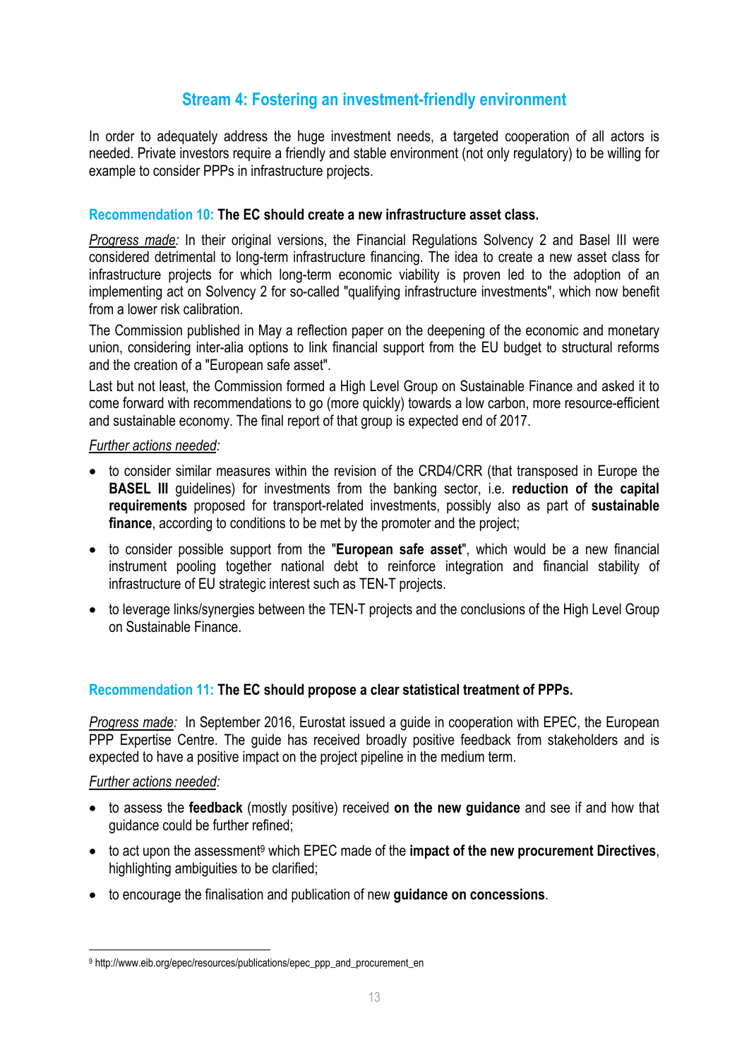## Stream 4: Fostering an investment-friendly environment

In order to adequately address the huge investment needs, a targeted cooperation of all actors is needed. Private investors require a friendly and stable environment (not only regulatory) to be willing for example to consider PPPs in infrastructure projects.

### Recommendation 10: The EC should create a new infrastructure asset class.

*Progress made:* In their original versions, the Financial Regulations Solvency 2 and Basel III were considered detrimental to long-term infrastructure financing. The idea to create a new asset class for infrastructure projects for which long-term economic viability is proven led to the adoption of an implementing act on Solvency 2 for so-called "qualifying infrastructure investments", which now benefit from a lower risk calibration.

The Commission published in May a reflection paper on the deepening of the economic and monetary union, considering inter-alia options to link financial support from the EU budget to structural reforms and the creation of a "European safe asset".

Last but not least, the Commission formed a High Level Group on Sustainable Finance and asked it to come forward with recommendations to go (more quickly) towards a low carbon, more resource-efficient and sustainable economy. The final report of that group is expected end of 2017.

*Further actions needed:*

- to consider similar measures within the revision of the CRD4/CRR (that transposed in Europe the **BASEL III** guidelines) for investments from the banking sector, i.e. **reduction of the capital requirements** proposed for transport-related investments, possibly also as part of **sustainable finance**, according to conditions to be met by the promoter and the project;
- to consider possible support from the "**European safe asset**", which would be a new financial instrument pooling together national debt to reinforce integration and financial stability of infrastructure of EU strategic interest such as TEN-T projects.
- to leverage links/synergies between the TEN-T projects and the conclusions of the High Level Group on Sustainable Finance.

### Recommendation 11: The EC should propose a clear statistical treatment of PPPs.

*Progress made:* In September 2016, Eurostat issued a guide in cooperation with EPEC, the European PPP Expertise Centre. The guide has received broadly positive feedback from stakeholders and is expected to have a positive impact on the project pipeline in the medium term.

*Further actions needed:*

- to assess the **feedback** (mostly positive) received **on the new guidance** and see if and how that guidance could be further refined;
- to act upon the assessment[9] which EPEC made of the **impact of the new procurement Directives**, highlighting ambiguities to be clarified;
- to encourage the finalisation and publication of new **guidance on concessions**.

[9] http://www.eib.org/epec/resources/publications/epec_ppp_and_procurement_en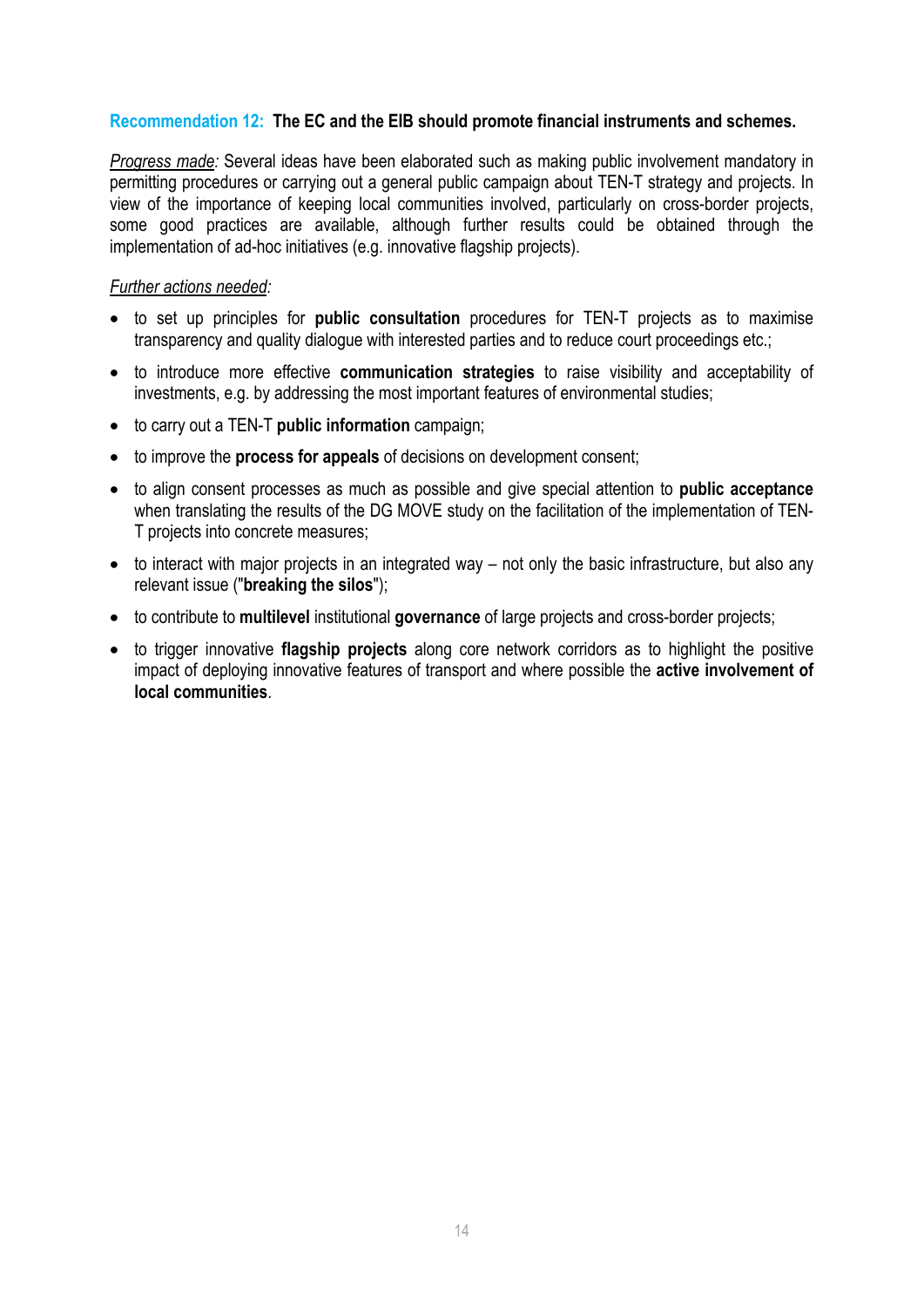**Recommendation 12: The EC and the EIB should promote financial instruments and schemes.**

*Progress made:* Several ideas have been elaborated such as making public involvement mandatory in permitting procedures or carrying out a general public campaign about TEN-T strategy and projects. In view of the importance of keeping local communities involved, particularly on cross-border projects, some good practices are available, although further results could be obtained through the implementation of ad-hoc initiatives (e.g. innovative flagship projects).

*Further actions needed:*

- to set up principles for **public consultation** procedures for TEN-T projects as to maximise transparency and quality dialogue with interested parties and to reduce court proceedings etc.;
- to introduce more effective **communication strategies** to raise visibility and acceptability of investments, e.g. by addressing the most important features of environmental studies;
- to carry out a TEN-T **public information** campaign;
- to improve the **process for appeals** of decisions on development consent;
- to align consent processes as much as possible and give special attention to **public acceptance** when translating the results of the DG MOVE study on the facilitation of the implementation of TEN-T projects into concrete measures;
- to interact with major projects in an integrated way – not only the basic infrastructure, but also any relevant issue ("**breaking the silos**");
- to contribute to **multilevel** institutional **governance** of large projects and cross-border projects;
- to trigger innovative **flagship projects** along core network corridors as to highlight the positive impact of deploying innovative features of transport and where possible the **active involvement of local communities**.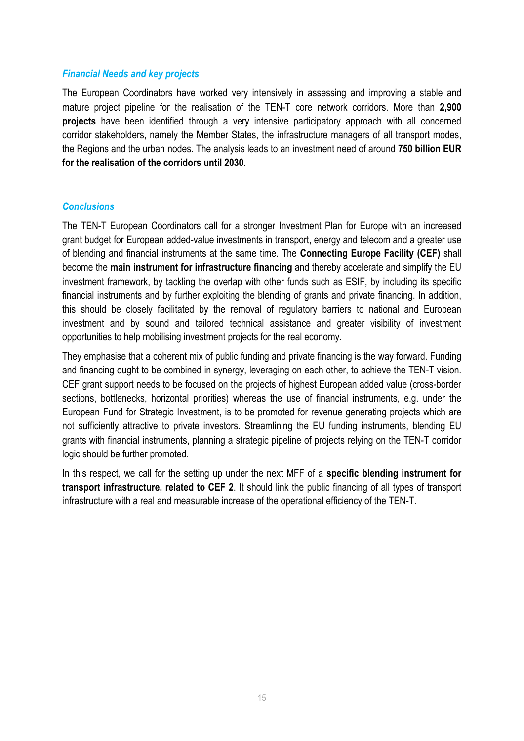### *Financial Needs and key projects*

The European Coordinators have worked very intensively in assessing and improving a stable and mature project pipeline for the realisation of the TEN-T core network corridors. More than **2,900 projects** have been identified through a very intensive participatory approach with all concerned corridor stakeholders, namely the Member States, the infrastructure managers of all transport modes, the Regions and the urban nodes. The analysis leads to an investment need of around **750 billion EUR for the realisation of the corridors until 2030**.

### *Conclusions*

The TEN-T European Coordinators call for a stronger Investment Plan for Europe with an increased grant budget for European added-value investments in transport, energy and telecom and a greater use of blending and financial instruments at the same time. The **Connecting Europe Facility (CEF)** shall become the **main instrument for infrastructure financing** and thereby accelerate and simplify the EU investment framework, by tackling the overlap with other funds such as ESIF, by including its specific financial instruments and by further exploiting the blending of grants and private financing. In addition, this should be closely facilitated by the removal of regulatory barriers to national and European investment and by sound and tailored technical assistance and greater visibility of investment opportunities to help mobilising investment projects for the real economy.

They emphasise that a coherent mix of public funding and private financing is the way forward. Funding and financing ought to be combined in synergy, leveraging on each other, to achieve the TEN-T vision. CEF grant support needs to be focused on the projects of highest European added value (cross-border sections, bottlenecks, horizontal priorities) whereas the use of financial instruments, e.g. under the European Fund for Strategic Investment, is to be promoted for revenue generating projects which are not sufficiently attractive to private investors. Streamlining the EU funding instruments, blending EU grants with financial instruments, planning a strategic pipeline of projects relying on the TEN-T corridor logic should be further promoted.

In this respect, we call for the setting up under the next MFF of a **specific blending instrument for transport infrastructure, related to CEF 2**. It should link the public financing of all types of transport infrastructure with a real and measurable increase of the operational efficiency of the TEN-T.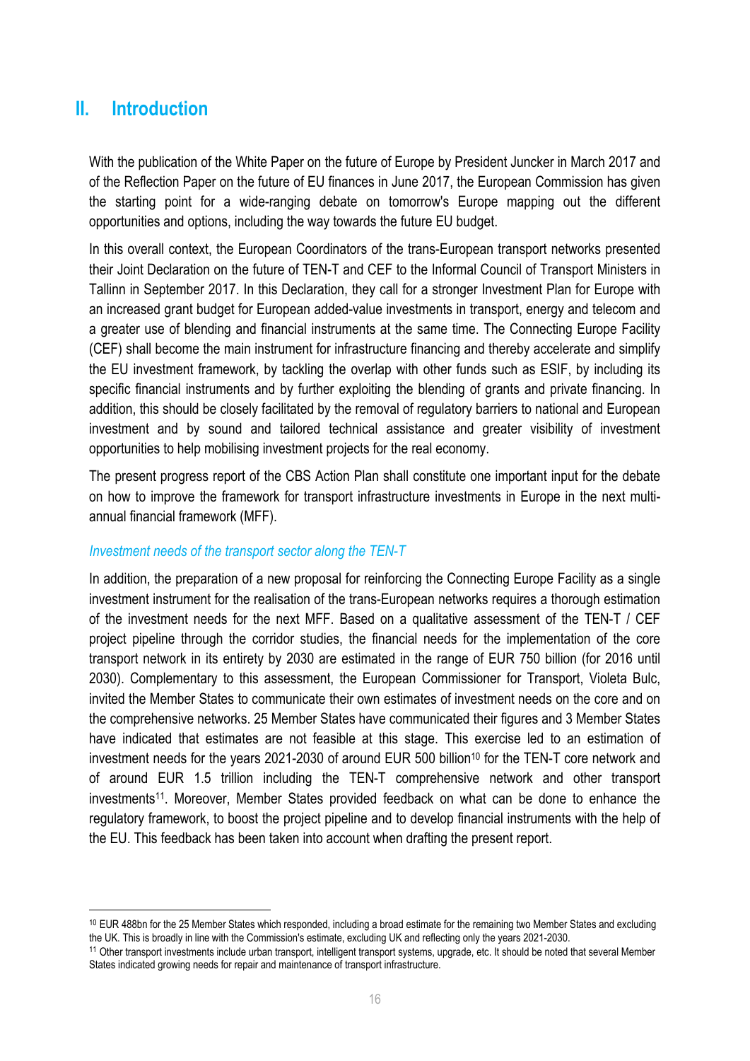## II. Introduction

With the publication of the White Paper on the future of Europe by President Juncker in March 2017 and of the Reflection Paper on the future of EU finances in June 2017, the European Commission has given the starting point for a wide-ranging debate on tomorrow's Europe mapping out the different opportunities and options, including the way towards the future EU budget.

In this overall context, the European Coordinators of the trans-European transport networks presented their Joint Declaration on the future of TEN-T and CEF to the Informal Council of Transport Ministers in Tallinn in September 2017. In this Declaration, they call for a stronger Investment Plan for Europe with an increased grant budget for European added-value investments in transport, energy and telecom and a greater use of blending and financial instruments at the same time. The Connecting Europe Facility (CEF) shall become the main instrument for infrastructure financing and thereby accelerate and simplify the EU investment framework, by tackling the overlap with other funds such as ESIF, by including its specific financial instruments and by further exploiting the blending of grants and private financing. In addition, this should be closely facilitated by the removal of regulatory barriers to national and European investment and by sound and tailored technical assistance and greater visibility of investment opportunities to help mobilising investment projects for the real economy.

The present progress report of the CBS Action Plan shall constitute one important input for the debate on how to improve the framework for transport infrastructure investments in Europe in the next multi-annual financial framework (MFF).

*Investment needs of the transport sector along the TEN-T*

In addition, the preparation of a new proposal for reinforcing the Connecting Europe Facility as a single investment instrument for the realisation of the trans-European networks requires a thorough estimation of the investment needs for the next MFF. Based on a qualitative assessment of the TEN-T / CEF project pipeline through the corridor studies, the financial needs for the implementation of the core transport network in its entirety by 2030 are estimated in the range of EUR 750 billion (for 2016 until 2030). Complementary to this assessment, the European Commissioner for Transport, Violeta Bulc, invited the Member States to communicate their own estimates of investment needs on the core and on the comprehensive networks. 25 Member States have communicated their figures and 3 Member States have indicated that estimates are not feasible at this stage. This exercise led to an estimation of investment needs for the years 2021-2030 of around EUR 500 billion[10] for the TEN-T core network and of around EUR 1.5 trillion including the TEN-T comprehensive network and other transport investments[11]. Moreover, Member States provided feedback on what can be done to enhance the regulatory framework, to boost the project pipeline and to develop financial instruments with the help of the EU. This feedback has been taken into account when drafting the present report.

---

[10] EUR 488bn for the 25 Member States which responded, including a broad estimate for the remaining two Member States and excluding the UK. This is broadly in line with the Commission's estimate, excluding UK and reflecting only the years 2021-2030.

[11] Other transport investments include urban transport, intelligent transport systems, upgrade, etc. It should be noted that several Member States indicated growing needs for repair and maintenance of transport infrastructure.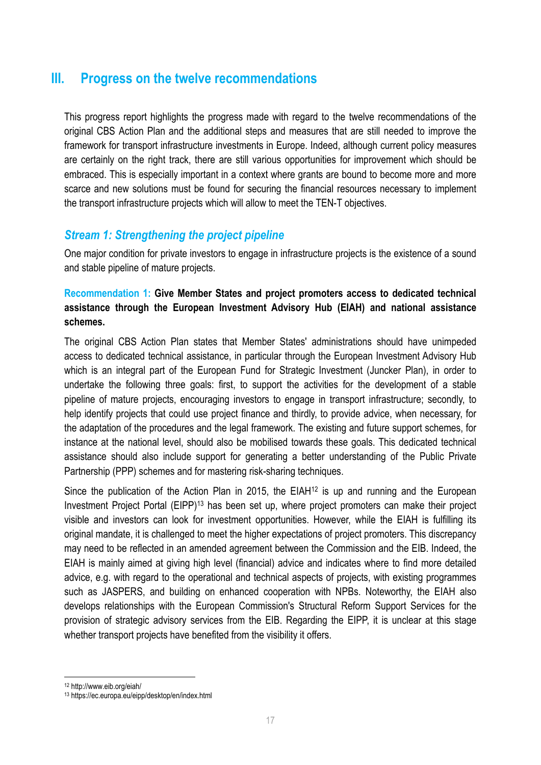## III. Progress on the twelve recommendations

This progress report highlights the progress made with regard to the twelve recommendations of the original CBS Action Plan and the additional steps and measures that are still needed to improve the framework for transport infrastructure investments in Europe. Indeed, although current policy measures are certainly on the right track, there are still various opportunities for improvement which should be embraced. This is especially important in a context where grants are bound to become more and more scarce and new solutions must be found for securing the financial resources necessary to implement the transport infrastructure projects which will allow to meet the TEN-T objectives.

### *Stream 1: Strengthening the project pipeline*

One major condition for private investors to engage in infrastructure projects is the existence of a sound and stable pipeline of mature projects.

**Recommendation 1: Give Member States and project promoters access to dedicated technical assistance through the European Investment Advisory Hub (EIAH) and national assistance schemes.**

The original CBS Action Plan states that Member States' administrations should have unimpeded access to dedicated technical assistance, in particular through the European Investment Advisory Hub which is an integral part of the European Fund for Strategic Investment (Juncker Plan), in order to undertake the following three goals: first, to support the activities for the development of a stable pipeline of mature projects, encouraging investors to engage in transport infrastructure; secondly, to help identify projects that could use project finance and thirdly, to provide advice, when necessary, for the adaptation of the procedures and the legal framework. The existing and future support schemes, for instance at the national level, should also be mobilised towards these goals. This dedicated technical assistance should also include support for generating a better understanding of the Public Private Partnership (PPP) schemes and for mastering risk-sharing techniques.

Since the publication of the Action Plan in 2015, the EIAH[12] is up and running and the European Investment Project Portal (EIPP)[13] has been set up, where project promoters can make their project visible and investors can look for investment opportunities. However, while the EIAH is fulfilling its original mandate, it is challenged to meet the higher expectations of project promoters. This discrepancy may need to be reflected in an amended agreement between the Commission and the EIB. Indeed, the EIAH is mainly aimed at giving high level (financial) advice and indicates where to find more detailed advice, e.g. with regard to the operational and technical aspects of projects, with existing programmes such as JASPERS, and building on enhanced cooperation with NPBs. Noteworthy, the EIAH also develops relationships with the European Commission's Structural Reform Support Services for the provision of strategic advisory services from the EIB. Regarding the EIPP, it is unclear at this stage whether transport projects have benefited from the visibility it offers.

---

[12] http://www.eib.org/eiah/

[13] https://ec.europa.eu/eipp/desktop/en/index.html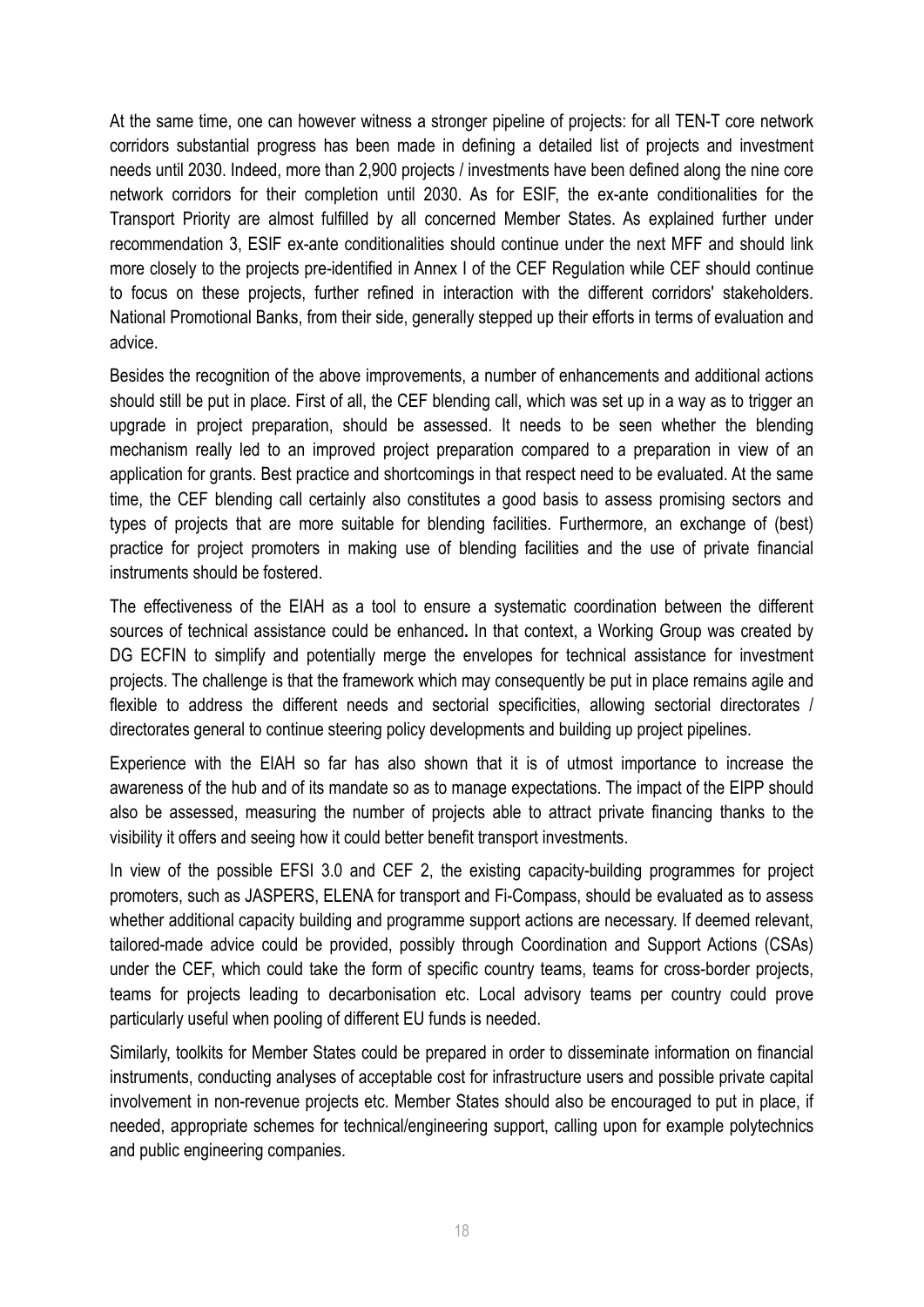At the same time, one can however witness a stronger pipeline of projects: for all TEN-T core network corridors substantial progress has been made in defining a detailed list of projects and investment needs until 2030. Indeed, more than 2,900 projects / investments have been defined along the nine core network corridors for their completion until 2030. As for ESIF, the ex-ante conditionalities for the Transport Priority are almost fulfilled by all concerned Member States. As explained further under recommendation 3, ESIF ex-ante conditionalities should continue under the next MFF and should link more closely to the projects pre-identified in Annex I of the CEF Regulation while CEF should continue to focus on these projects, further refined in interaction with the different corridors' stakeholders. National Promotional Banks, from their side, generally stepped up their efforts in terms of evaluation and advice.

Besides the recognition of the above improvements, a number of enhancements and additional actions should still be put in place. First of all, the CEF blending call, which was set up in a way as to trigger an upgrade in project preparation, should be assessed. It needs to be seen whether the blending mechanism really led to an improved project preparation compared to a preparation in view of an application for grants. Best practice and shortcomings in that respect need to be evaluated. At the same time, the CEF blending call certainly also constitutes a good basis to assess promising sectors and types of projects that are more suitable for blending facilities. Furthermore, an exchange of (best) practice for project promoters in making use of blending facilities and the use of private financial instruments should be fostered.

The effectiveness of the EIAH as a tool to ensure a systematic coordination between the different sources of technical assistance could be enhanced**.** In that context, a Working Group was created by DG ECFIN to simplify and potentially merge the envelopes for technical assistance for investment projects. The challenge is that the framework which may consequently be put in place remains agile and flexible to address the different needs and sectorial specificities, allowing sectorial directorates / directorates general to continue steering policy developments and building up project pipelines.

Experience with the EIAH so far has also shown that it is of utmost importance to increase the awareness of the hub and of its mandate so as to manage expectations. The impact of the EIPP should also be assessed, measuring the number of projects able to attract private financing thanks to the visibility it offers and seeing how it could better benefit transport investments.

In view of the possible EFSI 3.0 and CEF 2, the existing capacity-building programmes for project promoters, such as JASPERS, ELENA for transport and Fi-Compass, should be evaluated as to assess whether additional capacity building and programme support actions are necessary. If deemed relevant, tailored-made advice could be provided, possibly through Coordination and Support Actions (CSAs) under the CEF, which could take the form of specific country teams, teams for cross-border projects, teams for projects leading to decarbonisation etc. Local advisory teams per country could prove particularly useful when pooling of different EU funds is needed.

Similarly, toolkits for Member States could be prepared in order to disseminate information on financial instruments, conducting analyses of acceptable cost for infrastructure users and possible private capital involvement in non-revenue projects etc. Member States should also be encouraged to put in place, if needed, appropriate schemes for technical/engineering support, calling upon for example polytechnics and public engineering companies.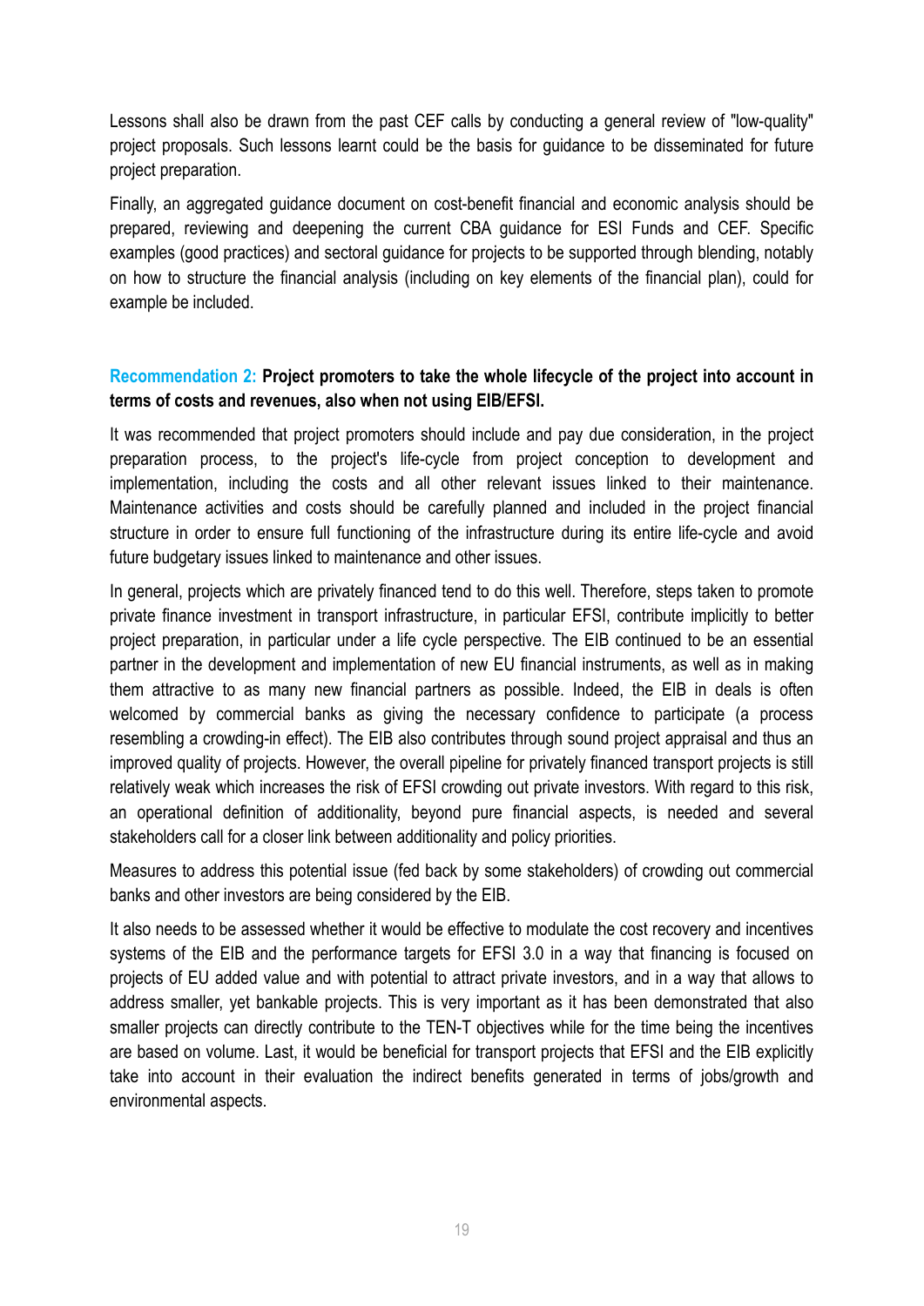Lessons shall also be drawn from the past CEF calls by conducting a general review of "low-quality" project proposals. Such lessons learnt could be the basis for guidance to be disseminated for future project preparation.

Finally, an aggregated guidance document on cost-benefit financial and economic analysis should be prepared, reviewing and deepening the current CBA guidance for ESI Funds and CEF. Specific examples (good practices) and sectoral guidance for projects to be supported through blending, notably on how to structure the financial analysis (including on key elements of the financial plan), could for example be included.

**Recommendation 2: Project promoters to take the whole lifecycle of the project into account in terms of costs and revenues, also when not using EIB/EFSI.**

It was recommended that project promoters should include and pay due consideration, in the project preparation process, to the project's life-cycle from project conception to development and implementation, including the costs and all other relevant issues linked to their maintenance. Maintenance activities and costs should be carefully planned and included in the project financial structure in order to ensure full functioning of the infrastructure during its entire life-cycle and avoid future budgetary issues linked to maintenance and other issues.

In general, projects which are privately financed tend to do this well. Therefore, steps taken to promote private finance investment in transport infrastructure, in particular EFSI, contribute implicitly to better project preparation, in particular under a life cycle perspective. The EIB continued to be an essential partner in the development and implementation of new EU financial instruments, as well as in making them attractive to as many new financial partners as possible. Indeed, the EIB in deals is often welcomed by commercial banks as giving the necessary confidence to participate (a process resembling a crowding-in effect). The EIB also contributes through sound project appraisal and thus an improved quality of projects. However, the overall pipeline for privately financed transport projects is still relatively weak which increases the risk of EFSI crowding out private investors. With regard to this risk, an operational definition of additionality, beyond pure financial aspects, is needed and several stakeholders call for a closer link between additionality and policy priorities.

Measures to address this potential issue (fed back by some stakeholders) of crowding out commercial banks and other investors are being considered by the EIB.

It also needs to be assessed whether it would be effective to modulate the cost recovery and incentives systems of the EIB and the performance targets for EFSI 3.0 in a way that financing is focused on projects of EU added value and with potential to attract private investors, and in a way that allows to address smaller, yet bankable projects. This is very important as it has been demonstrated that also smaller projects can directly contribute to the TEN-T objectives while for the time being the incentives are based on volume. Last, it would be beneficial for transport projects that EFSI and the EIB explicitly take into account in their evaluation the indirect benefits generated in terms of jobs/growth and environmental aspects.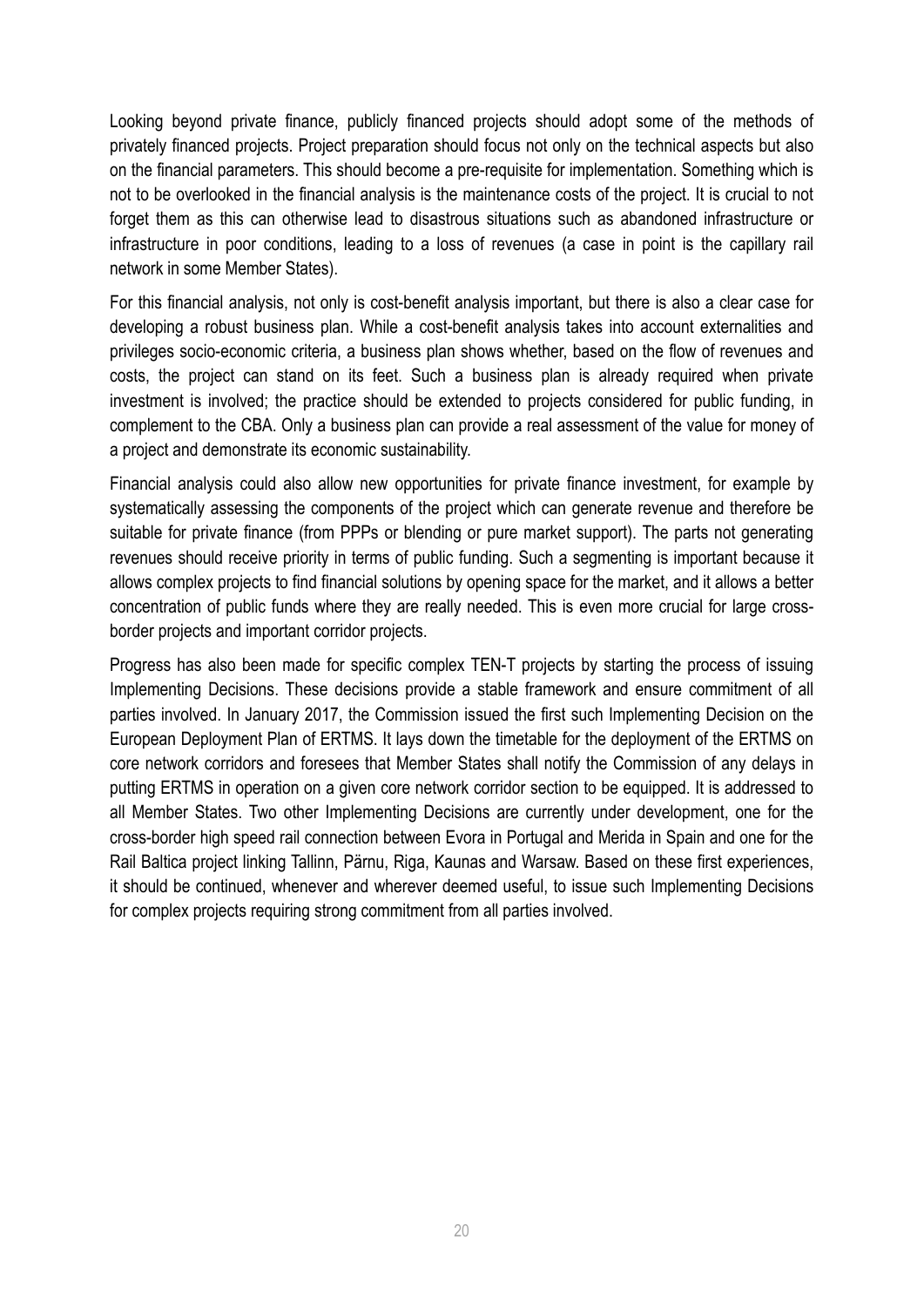Looking beyond private finance, publicly financed projects should adopt some of the methods of privately financed projects. Project preparation should focus not only on the technical aspects but also on the financial parameters. This should become a pre-requisite for implementation. Something which is not to be overlooked in the financial analysis is the maintenance costs of the project. It is crucial to not forget them as this can otherwise lead to disastrous situations such as abandoned infrastructure or infrastructure in poor conditions, leading to a loss of revenues (a case in point is the capillary rail network in some Member States).

For this financial analysis, not only is cost-benefit analysis important, but there is also a clear case for developing a robust business plan. While a cost-benefit analysis takes into account externalities and privileges socio-economic criteria, a business plan shows whether, based on the flow of revenues and costs, the project can stand on its feet. Such a business plan is already required when private investment is involved; the practice should be extended to projects considered for public funding, in complement to the CBA. Only a business plan can provide a real assessment of the value for money of a project and demonstrate its economic sustainability.

Financial analysis could also allow new opportunities for private finance investment, for example by systematically assessing the components of the project which can generate revenue and therefore be suitable for private finance (from PPPs or blending or pure market support). The parts not generating revenues should receive priority in terms of public funding. Such a segmenting is important because it allows complex projects to find financial solutions by opening space for the market, and it allows a better concentration of public funds where they are really needed. This is even more crucial for large cross-border projects and important corridor projects.

Progress has also been made for specific complex TEN-T projects by starting the process of issuing Implementing Decisions. These decisions provide a stable framework and ensure commitment of all parties involved. In January 2017, the Commission issued the first such Implementing Decision on the European Deployment Plan of ERTMS. It lays down the timetable for the deployment of the ERTMS on core network corridors and foresees that Member States shall notify the Commission of any delays in putting ERTMS in operation on a given core network corridor section to be equipped. It is addressed to all Member States. Two other Implementing Decisions are currently under development, one for the cross-border high speed rail connection between Evora in Portugal and Merida in Spain and one for the Rail Baltica project linking Tallinn, Pärnu, Riga, Kaunas and Warsaw. Based on these first experiences, it should be continued, whenever and wherever deemed useful, to issue such Implementing Decisions for complex projects requiring strong commitment from all parties involved.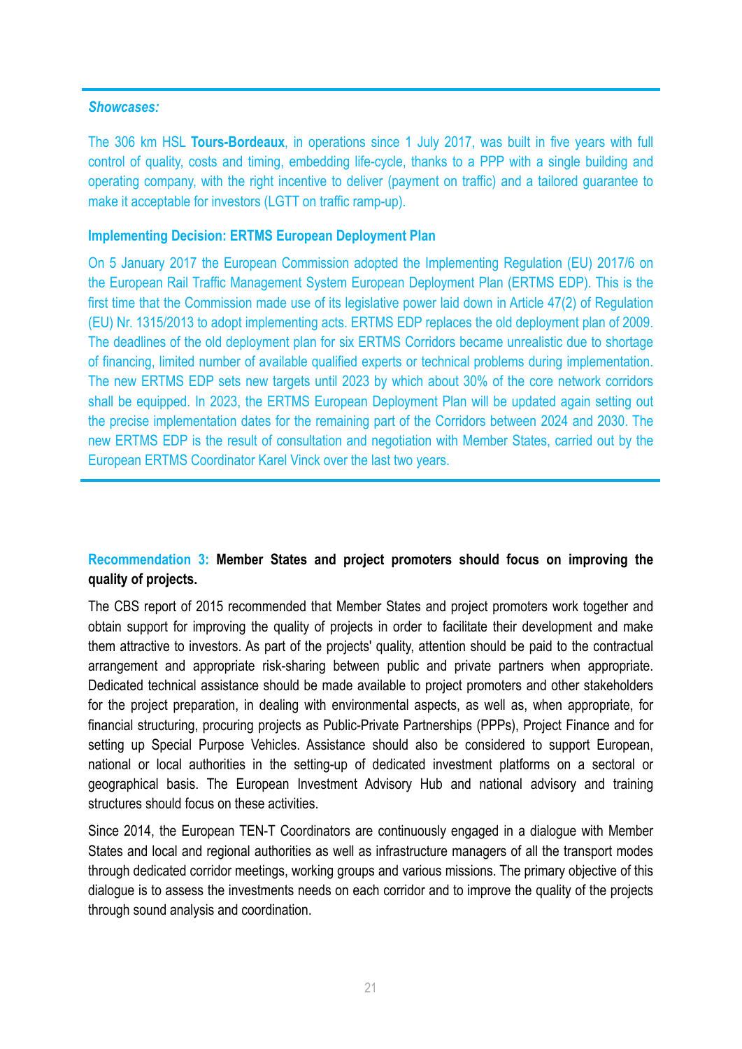***Showcases:***

The 306 km HSL **Tours-Bordeaux**, in operations since 1 July 2017, was built in five years with full control of quality, costs and timing, embedding life-cycle, thanks to a PPP with a single building and operating company, with the right incentive to deliver (payment on traffic) and a tailored guarantee to make it acceptable for investors (LGTT on traffic ramp-up).

**Implementing Decision: ERTMS European Deployment Plan**

On 5 January 2017 the European Commission adopted the Implementing Regulation (EU) 2017/6 on the European Rail Traffic Management System European Deployment Plan (ERTMS EDP). This is the first time that the Commission made use of its legislative power laid down in Article 47(2) of Regulation (EU) Nr. 1315/2013 to adopt implementing acts. ERTMS EDP replaces the old deployment plan of 2009. The deadlines of the old deployment plan for six ERTMS Corridors became unrealistic due to shortage of financing, limited number of available qualified experts or technical problems during implementation. The new ERTMS EDP sets new targets until 2023 by which about 30% of the core network corridors shall be equipped. In 2023, the ERTMS European Deployment Plan will be updated again setting out the precise implementation dates for the remaining part of the Corridors between 2024 and 2030. The new ERTMS EDP is the result of consultation and negotiation with Member States, carried out by the European ERTMS Coordinator Karel Vinck over the last two years.

**Recommendation 3: Member States and project promoters should focus on improving the quality of projects.**

The CBS report of 2015 recommended that Member States and project promoters work together and obtain support for improving the quality of projects in order to facilitate their development and make them attractive to investors. As part of the projects' quality, attention should be paid to the contractual arrangement and appropriate risk-sharing between public and private partners when appropriate. Dedicated technical assistance should be made available to project promoters and other stakeholders for the project preparation, in dealing with environmental aspects, as well as, when appropriate, for financial structuring, procuring projects as Public-Private Partnerships (PPPs), Project Finance and for setting up Special Purpose Vehicles. Assistance should also be considered to support European, national or local authorities in the setting-up of dedicated investment platforms on a sectoral or geographical basis. The European Investment Advisory Hub and national advisory and training structures should focus on these activities.

Since 2014, the European TEN-T Coordinators are continuously engaged in a dialogue with Member States and local and regional authorities as well as infrastructure managers of all the transport modes through dedicated corridor meetings, working groups and various missions. The primary objective of this dialogue is to assess the investments needs on each corridor and to improve the quality of the projects through sound analysis and coordination.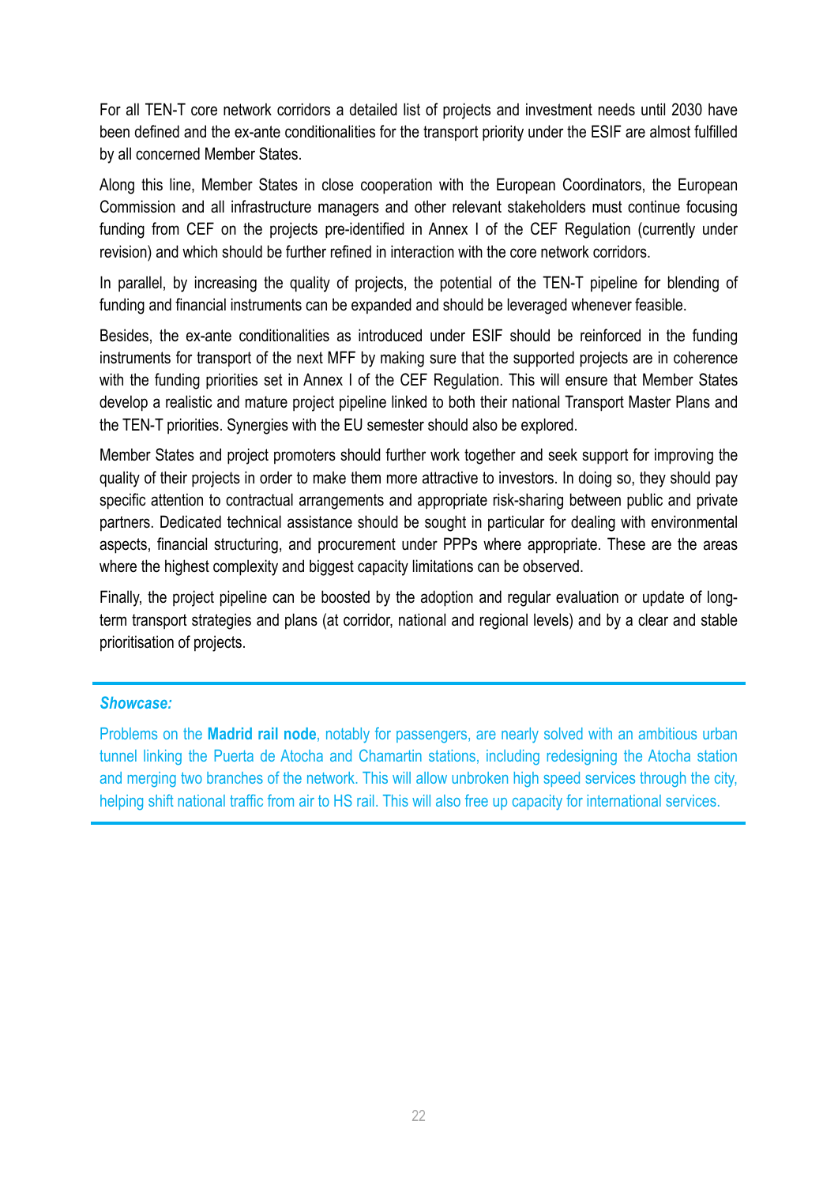For all TEN-T core network corridors a detailed list of projects and investment needs until 2030 have been defined and the ex-ante conditionalities for the transport priority under the ESIF are almost fulfilled by all concerned Member States.

Along this line, Member States in close cooperation with the European Coordinators, the European Commission and all infrastructure managers and other relevant stakeholders must continue focusing funding from CEF on the projects pre-identified in Annex I of the CEF Regulation (currently under revision) and which should be further refined in interaction with the core network corridors.

In parallel, by increasing the quality of projects, the potential of the TEN-T pipeline for blending of funding and financial instruments can be expanded and should be leveraged whenever feasible.

Besides, the ex-ante conditionalities as introduced under ESIF should be reinforced in the funding instruments for transport of the next MFF by making sure that the supported projects are in coherence with the funding priorities set in Annex I of the CEF Regulation. This will ensure that Member States develop a realistic and mature project pipeline linked to both their national Transport Master Plans and the TEN-T priorities. Synergies with the EU semester should also be explored.

Member States and project promoters should further work together and seek support for improving the quality of their projects in order to make them more attractive to investors. In doing so, they should pay specific attention to contractual arrangements and appropriate risk-sharing between public and private partners. Dedicated technical assistance should be sought in particular for dealing with environmental aspects, financial structuring, and procurement under PPPs where appropriate. These are the areas where the highest complexity and biggest capacity limitations can be observed.

Finally, the project pipeline can be boosted by the adoption and regular evaluation or update of long-term transport strategies and plans (at corridor, national and regional levels) and by a clear and stable prioritisation of projects.

***Showcase:***

Problems on the **Madrid rail node**, notably for passengers, are nearly solved with an ambitious urban tunnel linking the Puerta de Atocha and Chamartin stations, including redesigning the Atocha station and merging two branches of the network. This will allow unbroken high speed services through the city, helping shift national traffic from air to HS rail. This will also free up capacity for international services.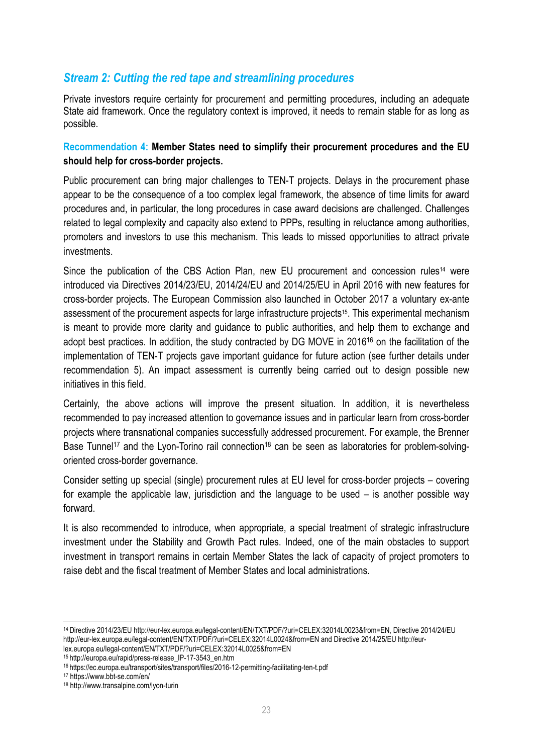### *Stream 2: Cutting the red tape and streamlining procedures*

Private investors require certainty for procurement and permitting procedures, including an adequate State aid framework. Once the regulatory context is improved, it needs to remain stable for as long as possible.

**Recommendation 4: Member States need to simplify their procurement procedures and the EU should help for cross-border projects.**

Public procurement can bring major challenges to TEN-T projects. Delays in the procurement phase appear to be the consequence of a too complex legal framework, the absence of time limits for award procedures and, in particular, the long procedures in case award decisions are challenged. Challenges related to legal complexity and capacity also extend to PPPs, resulting in reluctance among authorities, promoters and investors to use this mechanism. This leads to missed opportunities to attract private investments.

Since the publication of the CBS Action Plan, new EU procurement and concession rules[14] were introduced via Directives 2014/23/EU, 2014/24/EU and 2014/25/EU in April 2016 with new features for cross-border projects. The European Commission also launched in October 2017 a voluntary ex-ante assessment of the procurement aspects for large infrastructure projects[15]. This experimental mechanism is meant to provide more clarity and guidance to public authorities, and help them to exchange and adopt best practices. In addition, the study contracted by DG MOVE in 2016[16] on the facilitation of the implementation of TEN-T projects gave important guidance for future action (see further details under recommendation 5). An impact assessment is currently being carried out to design possible new initiatives in this field.

Certainly, the above actions will improve the present situation. In addition, it is nevertheless recommended to pay increased attention to governance issues and in particular learn from cross-border projects where transnational companies successfully addressed procurement. For example, the Brenner Base Tunnel[17] and the Lyon-Torino rail connection[18] can be seen as laboratories for problem-solving-oriented cross-border governance.

Consider setting up special (single) procurement rules at EU level for cross-border projects – covering for example the applicable law, jurisdiction and the language to be used – is another possible way forward.

It is also recommended to introduce, when appropriate, a special treatment of strategic infrastructure investment under the Stability and Growth Pact rules. Indeed, one of the main obstacles to support investment in transport remains in certain Member States the lack of capacity of project promoters to raise debt and the fiscal treatment of Member States and local administrations.

---

[14] Directive 2014/23/EU http://eur-lex.europa.eu/legal-content/EN/TXT/PDF/?uri=CELEX:32014L0023&from=EN, Directive 2014/24/EU http://eur-lex.europa.eu/legal-content/EN/TXT/PDF/?uri=CELEX:32014L0024&from=EN and Directive 2014/25/EU http://eur-lex.europa.eu/legal-content/EN/TXT/PDF/?uri=CELEX:32014L0025&from=EN

[15] http://europa.eu/rapid/press-release_IP-17-3543_en.htm

[16] https://ec.europa.eu/transport/sites/transport/files/2016-12-permitting-facilitating-ten-t.pdf

[17] https://www.bbt-se.com/en/

[18] http://www.transalpine.com/lyon-turin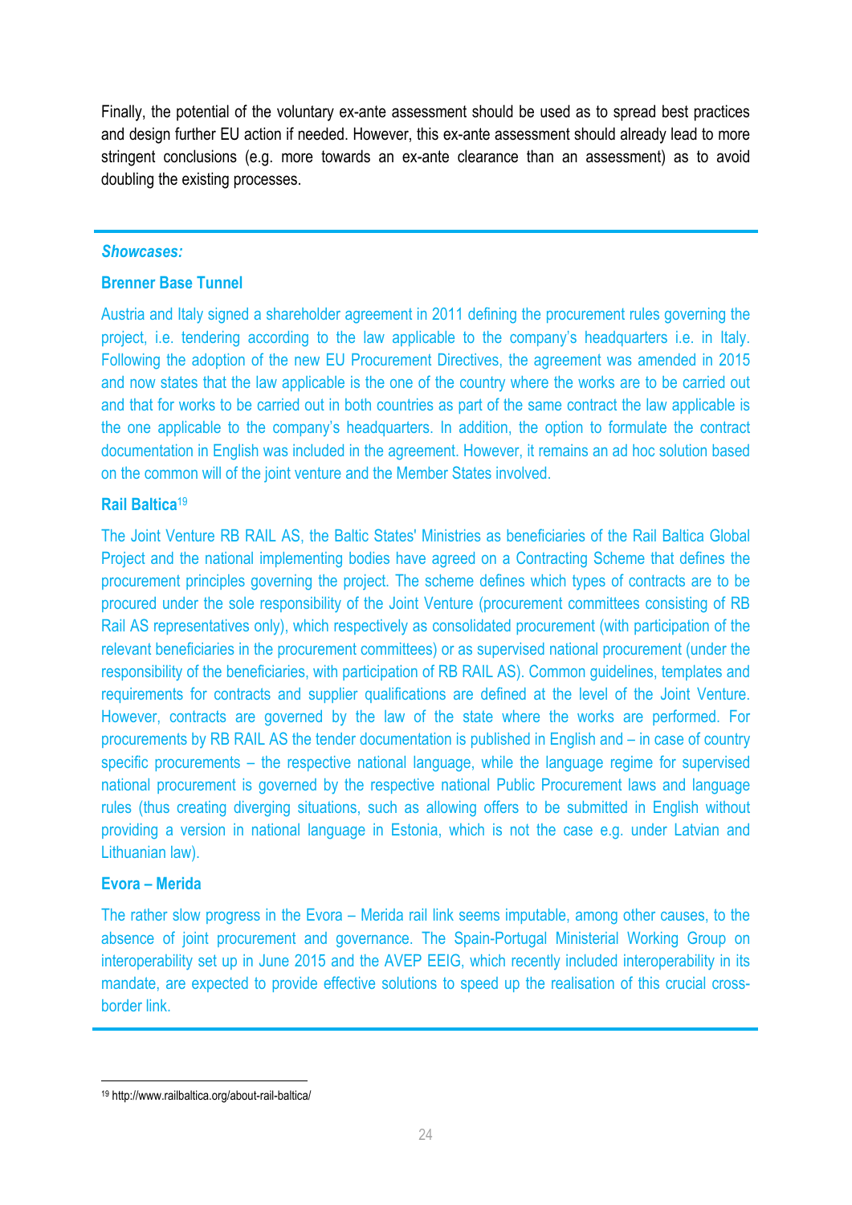Finally, the potential of the voluntary ex-ante assessment should be used as to spread best practices and design further EU action if needed. However, this ex-ante assessment should already lead to more stringent conclusions (e.g. more towards an ex-ante clearance than an assessment) as to avoid doubling the existing processes.

---

***Showcases:***

**Brenner Base Tunnel**

Austria and Italy signed a shareholder agreement in 2011 defining the procurement rules governing the project, i.e. tendering according to the law applicable to the company's headquarters i.e. in Italy. Following the adoption of the new EU Procurement Directives, the agreement was amended in 2015 and now states that the law applicable is the one of the country where the works are to be carried out and that for works to be carried out in both countries as part of the same contract the law applicable is the one applicable to the company's headquarters. In addition, the option to formulate the contract documentation in English was included in the agreement. However, it remains an ad hoc solution based on the common will of the joint venture and the Member States involved.

**Rail Baltica**[19]

The Joint Venture RB RAIL AS, the Baltic States' Ministries as beneficiaries of the Rail Baltica Global Project and the national implementing bodies have agreed on a Contracting Scheme that defines the procurement principles governing the project. The scheme defines which types of contracts are to be procured under the sole responsibility of the Joint Venture (procurement committees consisting of RB Rail AS representatives only), which respectively as consolidated procurement (with participation of the relevant beneficiaries in the procurement committees) or as supervised national procurement (under the responsibility of the beneficiaries, with participation of RB RAIL AS). Common guidelines, templates and requirements for contracts and supplier qualifications are defined at the level of the Joint Venture. However, contracts are governed by the law of the state where the works are performed. For procurements by RB RAIL AS the tender documentation is published in English and – in case of country specific procurements – the respective national language, while the language regime for supervised national procurement is governed by the respective national Public Procurement laws and language rules (thus creating diverging situations, such as allowing offers to be submitted in English without providing a version in national language in Estonia, which is not the case e.g. under Latvian and Lithuanian law).

**Evora – Merida**

The rather slow progress in the Evora – Merida rail link seems imputable, among other causes, to the absence of joint procurement and governance. The Spain-Portugal Ministerial Working Group on interoperability set up in June 2015 and the AVEP EEIG, which recently included interoperability in its mandate, are expected to provide effective solutions to speed up the realisation of this crucial cross-border link.

---

[19] http://www.railbaltica.org/about-rail-baltica/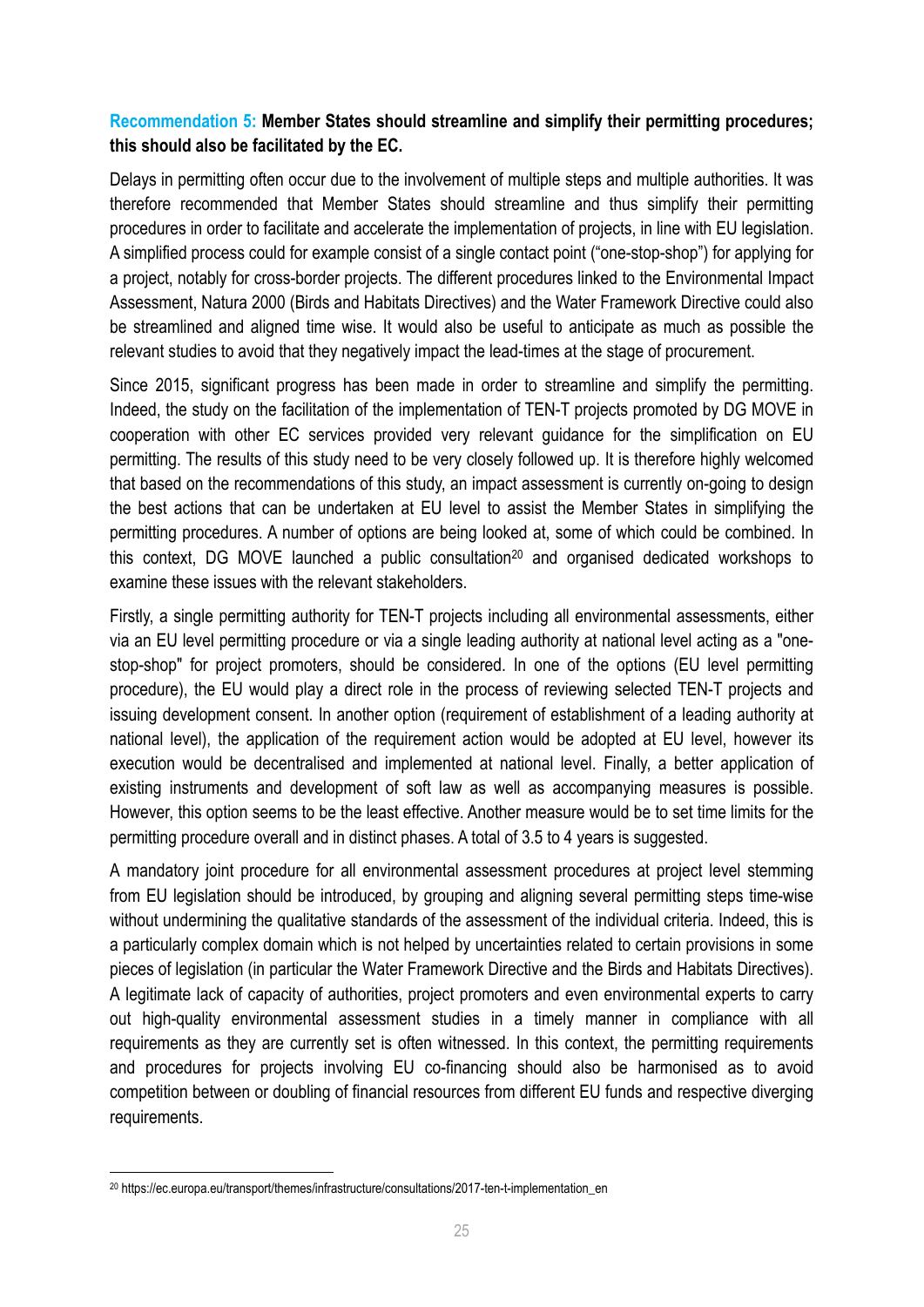**Recommendation 5: Member States should streamline and simplify their permitting procedures; this should also be facilitated by the EC.**

Delays in permitting often occur due to the involvement of multiple steps and multiple authorities. It was therefore recommended that Member States should streamline and thus simplify their permitting procedures in order to facilitate and accelerate the implementation of projects, in line with EU legislation. A simplified process could for example consist of a single contact point ("one-stop-shop") for applying for a project, notably for cross-border projects. The different procedures linked to the Environmental Impact Assessment, Natura 2000 (Birds and Habitats Directives) and the Water Framework Directive could also be streamlined and aligned time wise. It would also be useful to anticipate as much as possible the relevant studies to avoid that they negatively impact the lead-times at the stage of procurement.

Since 2015, significant progress has been made in order to streamline and simplify the permitting. Indeed, the study on the facilitation of the implementation of TEN-T projects promoted by DG MOVE in cooperation with other EC services provided very relevant guidance for the simplification on EU permitting. The results of this study need to be very closely followed up. It is therefore highly welcomed that based on the recommendations of this study, an impact assessment is currently on-going to design the best actions that can be undertaken at EU level to assist the Member States in simplifying the permitting procedures. A number of options are being looked at, some of which could be combined. In this context, DG MOVE launched a public consultation[20] and organised dedicated workshops to examine these issues with the relevant stakeholders.

Firstly, a single permitting authority for TEN-T projects including all environmental assessments, either via an EU level permitting procedure or via a single leading authority at national level acting as a "one-stop-shop" for project promoters, should be considered. In one of the options (EU level permitting procedure), the EU would play a direct role in the process of reviewing selected TEN-T projects and issuing development consent. In another option (requirement of establishment of a leading authority at national level), the application of the requirement action would be adopted at EU level, however its execution would be decentralised and implemented at national level. Finally, a better application of existing instruments and development of soft law as well as accompanying measures is possible. However, this option seems to be the least effective. Another measure would be to set time limits for the permitting procedure overall and in distinct phases. A total of 3.5 to 4 years is suggested.

A mandatory joint procedure for all environmental assessment procedures at project level stemming from EU legislation should be introduced, by grouping and aligning several permitting steps time-wise without undermining the qualitative standards of the assessment of the individual criteria. Indeed, this is a particularly complex domain which is not helped by uncertainties related to certain provisions in some pieces of legislation (in particular the Water Framework Directive and the Birds and Habitats Directives). A legitimate lack of capacity of authorities, project promoters and even environmental experts to carry out high-quality environmental assessment studies in a timely manner in compliance with all requirements as they are currently set is often witnessed. In this context, the permitting requirements and procedures for projects involving EU co-financing should also be harmonised as to avoid competition between or doubling of financial resources from different EU funds and respective diverging requirements.

[20] https://ec.europa.eu/transport/themes/infrastructure/consultations/2017-ten-t-implementation_en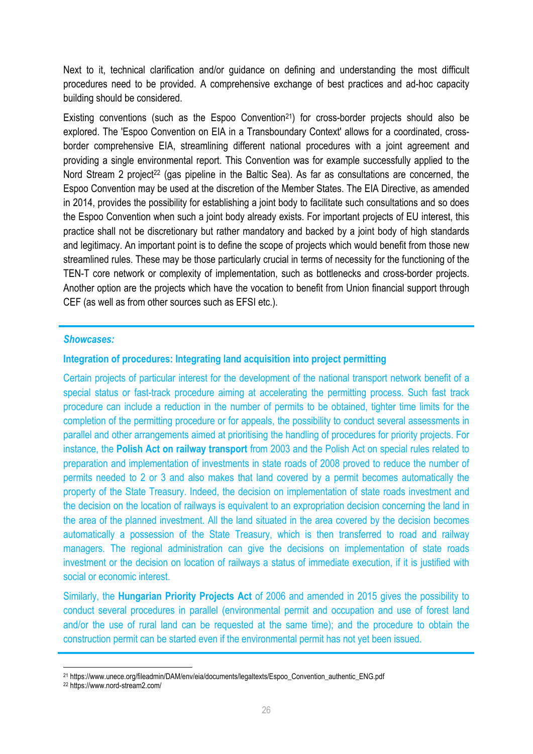Next to it, technical clarification and/or guidance on defining and understanding the most difficult procedures need to be provided. A comprehensive exchange of best practices and ad-hoc capacity building should be considered.

Existing conventions (such as the Espoo Convention[21]) for cross-border projects should also be explored. The 'Espoo Convention on EIA in a Transboundary Context' allows for a coordinated, cross-border comprehensive EIA, streamlining different national procedures with a joint agreement and providing a single environmental report. This Convention was for example successfully applied to the Nord Stream 2 project[22] (gas pipeline in the Baltic Sea). As far as consultations are concerned, the Espoo Convention may be used at the discretion of the Member States. The EIA Directive, as amended in 2014, provides the possibility for establishing a joint body to facilitate such consultations and so does the Espoo Convention when such a joint body already exists. For important projects of EU interest, this practice shall not be discretionary but rather mandatory and backed by a joint body of high standards and legitimacy. An important point is to define the scope of projects which would benefit from those new streamlined rules. These may be those particularly crucial in terms of necessity for the functioning of the TEN-T core network or complexity of implementation, such as bottlenecks and cross-border projects. Another option are the projects which have the vocation to benefit from Union financial support through CEF (as well as from other sources such as EFSI etc.).

***Showcases:***

**Integration of procedures: Integrating land acquisition into project permitting**

Certain projects of particular interest for the development of the national transport network benefit of a special status or fast-track procedure aiming at accelerating the permitting process. Such fast track procedure can include a reduction in the number of permits to be obtained, tighter time limits for the completion of the permitting procedure or for appeals, the possibility to conduct several assessments in parallel and other arrangements aimed at prioritising the handling of procedures for priority projects. For instance, the **Polish Act on railway transport** from 2003 and the Polish Act on special rules related to preparation and implementation of investments in state roads of 2008 proved to reduce the number of permits needed to 2 or 3 and also makes that land covered by a permit becomes automatically the property of the State Treasury. Indeed, the decision on implementation of state roads investment and the decision on the location of railways is equivalent to an expropriation decision concerning the land in the area of the planned investment. All the land situated in the area covered by the decision becomes automatically a possession of the State Treasury, which is then transferred to road and railway managers. The regional administration can give the decisions on implementation of state roads investment or the decision on location of railways a status of immediate execution, if it is justified with social or economic interest.

Similarly, the **Hungarian Priority Projects Act** of 2006 and amended in 2015 gives the possibility to conduct several procedures in parallel (environmental permit and occupation and use of forest land and/or the use of rural land can be requested at the same time); and the procedure to obtain the construction permit can be started even if the environmental permit has not yet been issued.

[21] https://www.unece.org/fileadmin/DAM/env/eia/documents/legaltexts/Espoo_Convention_authentic_ENG.pdf
[22] https://www.nord-stream2.com/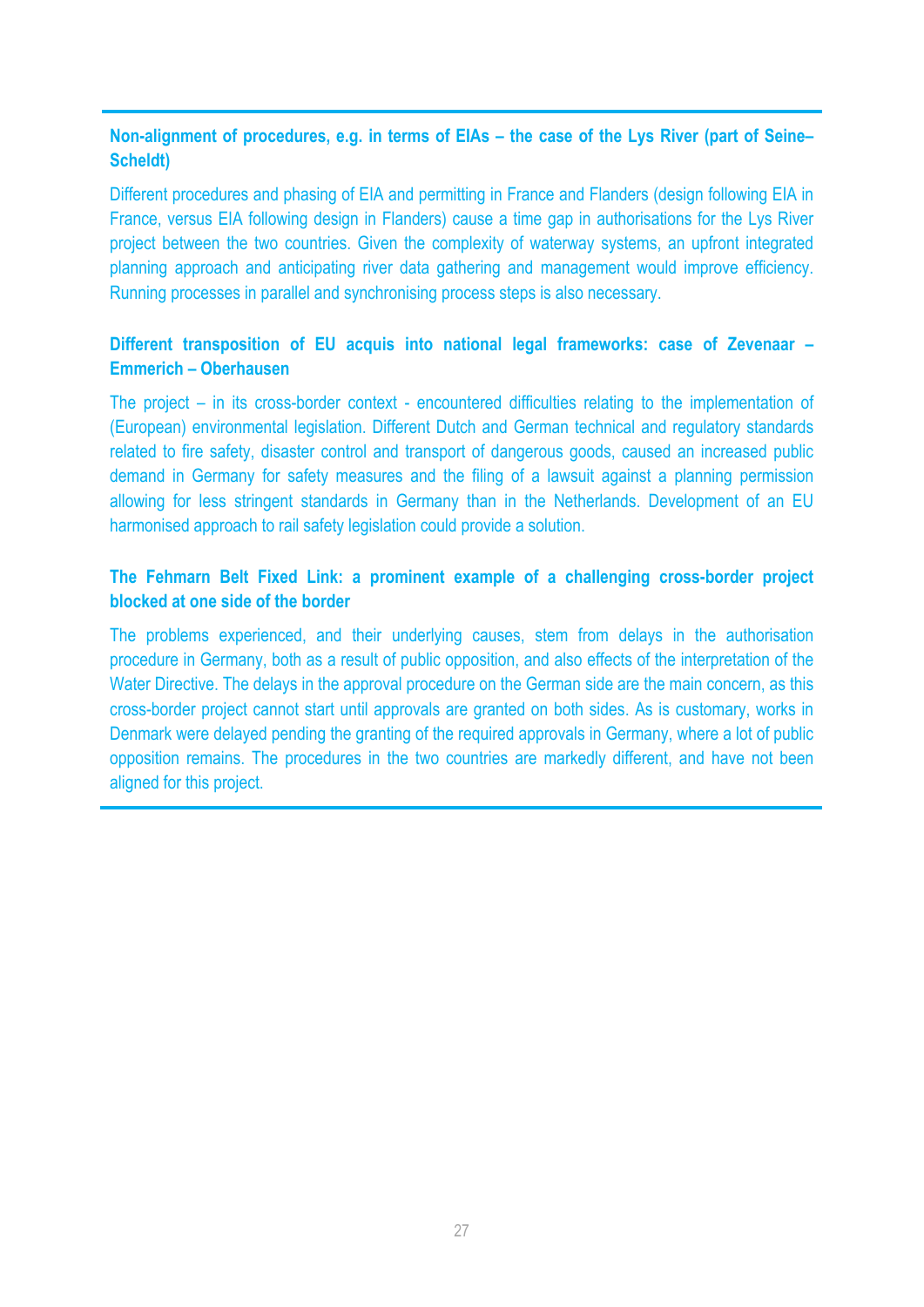**Non-alignment of procedures, e.g. in terms of EIAs – the case of the Lys River (part of Seine–Scheldt)**

Different procedures and phasing of EIA and permitting in France and Flanders (design following EIA in France, versus EIA following design in Flanders) cause a time gap in authorisations for the Lys River project between the two countries. Given the complexity of waterway systems, an upfront integrated planning approach and anticipating river data gathering and management would improve efficiency. Running processes in parallel and synchronising process steps is also necessary.

**Different transposition of EU acquis into national legal frameworks: case of Zevenaar – Emmerich – Oberhausen**

The project – in its cross-border context - encountered difficulties relating to the implementation of (European) environmental legislation. Different Dutch and German technical and regulatory standards related to fire safety, disaster control and transport of dangerous goods, caused an increased public demand in Germany for safety measures and the filing of a lawsuit against a planning permission allowing for less stringent standards in Germany than in the Netherlands. Development of an EU harmonised approach to rail safety legislation could provide a solution.

**The Fehmarn Belt Fixed Link: a prominent example of a challenging cross-border project blocked at one side of the border**

The problems experienced, and their underlying causes, stem from delays in the authorisation procedure in Germany, both as a result of public opposition, and also effects of the interpretation of the Water Directive. The delays in the approval procedure on the German side are the main concern, as this cross-border project cannot start until approvals are granted on both sides. As is customary, works in Denmark were delayed pending the granting of the required approvals in Germany, where a lot of public opposition remains. The procedures in the two countries are markedly different, and have not been aligned for this project.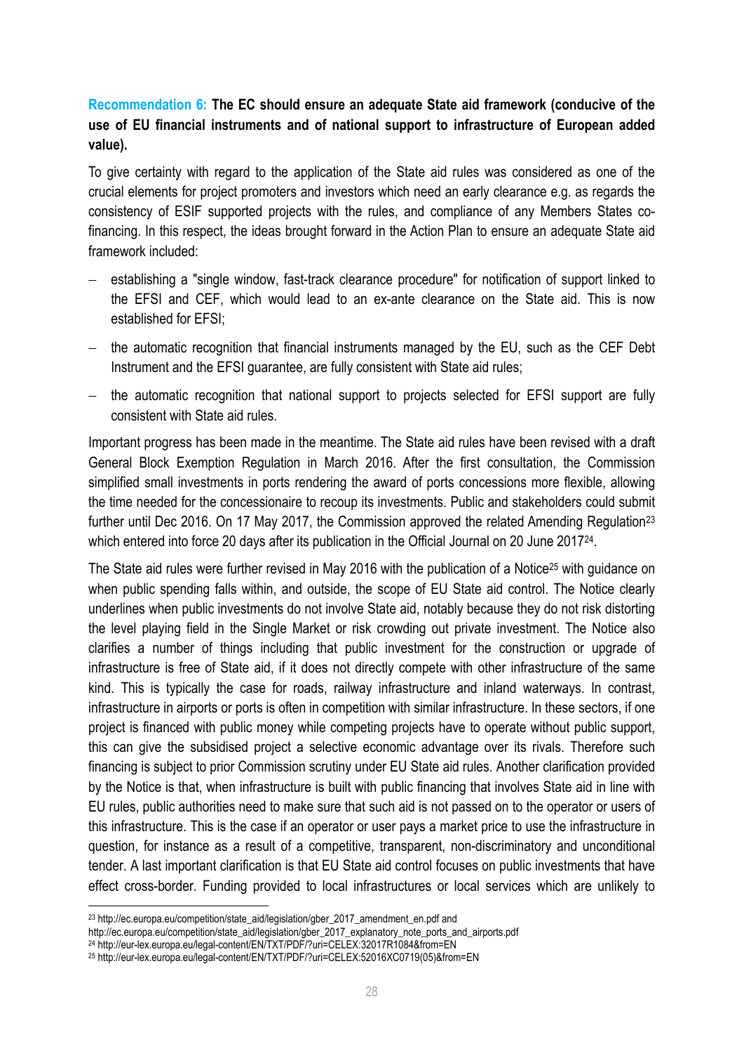**Recommendation 6: The EC should ensure an adequate State aid framework (conducive of the use of EU financial instruments and of national support to infrastructure of European added value).**

To give certainty with regard to the application of the State aid rules was considered as one of the crucial elements for project promoters and investors which need an early clearance e.g. as regards the consistency of ESIF supported projects with the rules, and compliance of any Members States co-financing. In this respect, the ideas brought forward in the Action Plan to ensure an adequate State aid framework included:

- establishing a "single window, fast-track clearance procedure" for notification of support linked to the EFSI and CEF, which would lead to an ex-ante clearance on the State aid. This is now established for EFSI;
- the automatic recognition that financial instruments managed by the EU, such as the CEF Debt Instrument and the EFSI guarantee, are fully consistent with State aid rules;
- the automatic recognition that national support to projects selected for EFSI support are fully consistent with State aid rules.

Important progress has been made in the meantime. The State aid rules have been revised with a draft General Block Exemption Regulation in March 2016. After the first consultation, the Commission simplified small investments in ports rendering the award of ports concessions more flexible, allowing the time needed for the concessionaire to recoup its investments. Public and stakeholders could submit further until Dec 2016. On 17 May 2017, the Commission approved the related Amending Regulation[23] which entered into force 20 days after its publication in the Official Journal on 20 June 2017[24].

The State aid rules were further revised in May 2016 with the publication of a Notice[25] with guidance on when public spending falls within, and outside, the scope of EU State aid control. The Notice clearly underlines when public investments do not involve State aid, notably because they do not risk distorting the level playing field in the Single Market or risk crowding out private investment. The Notice also clarifies a number of things including that public investment for the construction or upgrade of infrastructure is free of State aid, if it does not directly compete with other infrastructure of the same kind. This is typically the case for roads, railway infrastructure and inland waterways. In contrast, infrastructure in airports or ports is often in competition with similar infrastructure. In these sectors, if one project is financed with public money while competing projects have to operate without public support, this can give the subsidised project a selective economic advantage over its rivals. Therefore such financing is subject to prior Commission scrutiny under EU State aid rules. Another clarification provided by the Notice is that, when infrastructure is built with public financing that involves State aid in line with EU rules, public authorities need to make sure that such aid is not passed on to the operator or users of this infrastructure. This is the case if an operator or user pays a market price to use the infrastructure in question, for instance as a result of a competitive, transparent, non-discriminatory and unconditional tender. A last important clarification is that EU State aid control focuses on public investments that have effect cross-border. Funding provided to local infrastructures or local services which are unlikely to

---

[23] http://ec.europa.eu/competition/state_aid/legislation/gber_2017_amendment_en.pdf and http://ec.europa.eu/competition/state_aid/legislation/gber_2017_explanatory_note_ports_and_airports.pdf

[24] http://eur-lex.europa.eu/legal-content/EN/TXT/PDF/?uri=CELEX:32017R1084&from=EN

[25] http://eur-lex.europa.eu/legal-content/EN/TXT/PDF/?uri=CELEX:52016XC0719(05)&from=EN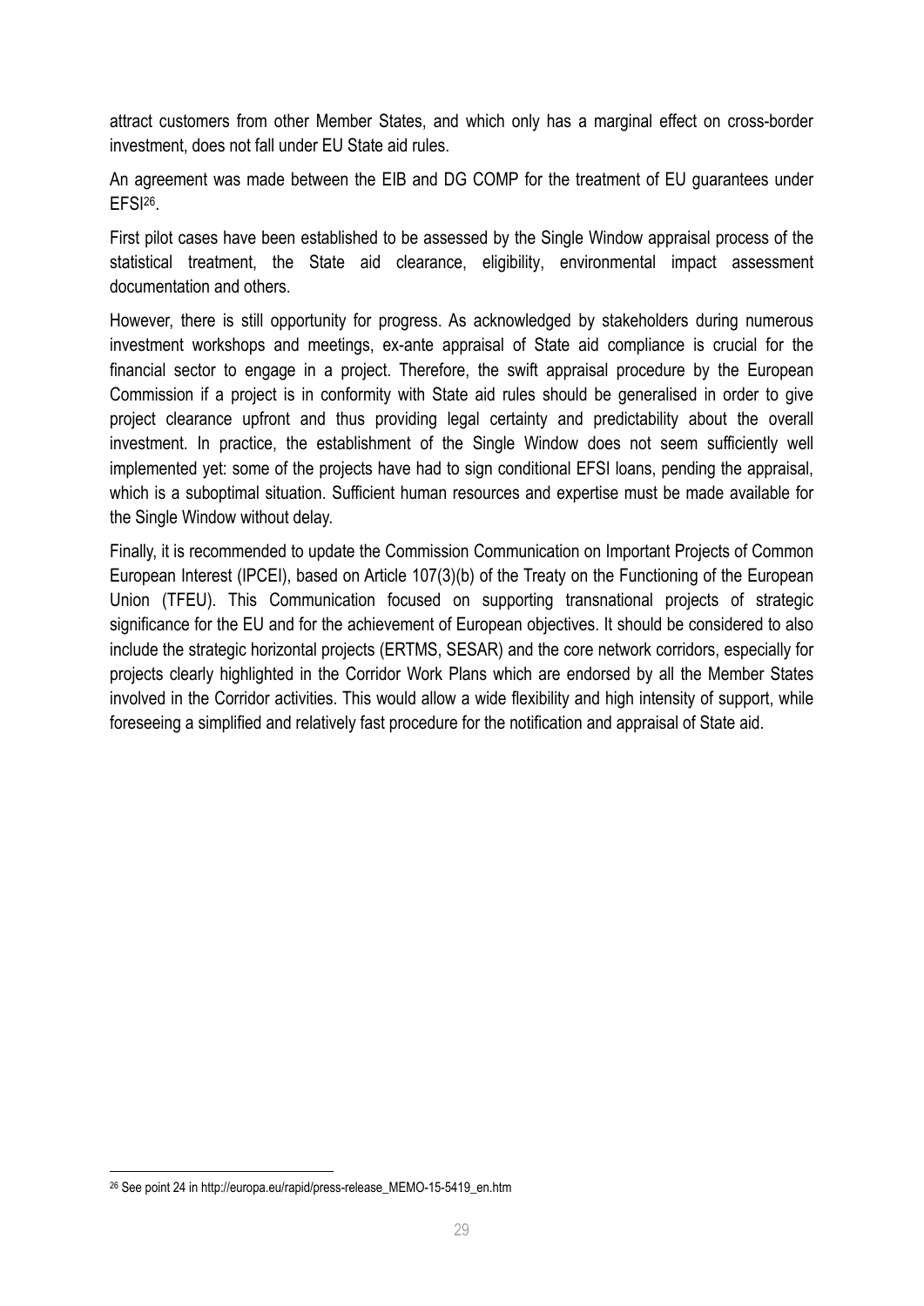attract customers from other Member States, and which only has a marginal effect on cross-border investment, does not fall under EU State aid rules.

An agreement was made between the EIB and DG COMP for the treatment of EU guarantees under EFSI[26].

First pilot cases have been established to be assessed by the Single Window appraisal process of the statistical treatment, the State aid clearance, eligibility, environmental impact assessment documentation and others.

However, there is still opportunity for progress. As acknowledged by stakeholders during numerous investment workshops and meetings, ex-ante appraisal of State aid compliance is crucial for the financial sector to engage in a project. Therefore, the swift appraisal procedure by the European Commission if a project is in conformity with State aid rules should be generalised in order to give project clearance upfront and thus providing legal certainty and predictability about the overall investment. In practice, the establishment of the Single Window does not seem sufficiently well implemented yet: some of the projects have had to sign conditional EFSI loans, pending the appraisal, which is a suboptimal situation. Sufficient human resources and expertise must be made available for the Single Window without delay.

Finally, it is recommended to update the Commission Communication on Important Projects of Common European Interest (IPCEI), based on Article 107(3)(b) of the Treaty on the Functioning of the European Union (TFEU). This Communication focused on supporting transnational projects of strategic significance for the EU and for the achievement of European objectives. It should be considered to also include the strategic horizontal projects (ERTMS, SESAR) and the core network corridors, especially for projects clearly highlighted in the Corridor Work Plans which are endorsed by all the Member States involved in the Corridor activities. This would allow a wide flexibility and high intensity of support, while foreseeing a simplified and relatively fast procedure for the notification and appraisal of State aid.

[26] See point 24 in http://europa.eu/rapid/press-release_MEMO-15-5419_en.htm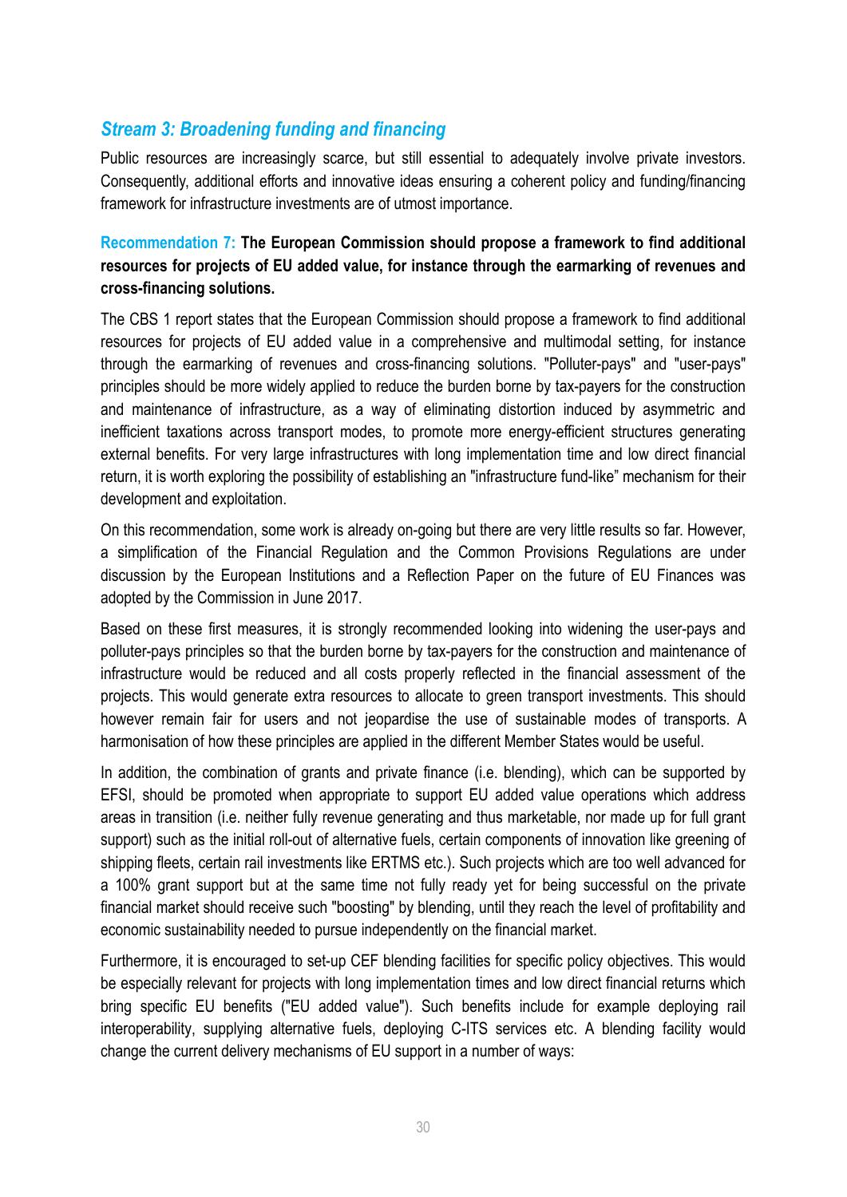## *Stream 3: Broadening funding and financing*

Public resources are increasingly scarce, but still essential to adequately involve private investors. Consequently, additional efforts and innovative ideas ensuring a coherent policy and funding/financing framework for infrastructure investments are of utmost importance.

**Recommendation 7: The European Commission should propose a framework to find additional resources for projects of EU added value, for instance through the earmarking of revenues and cross-financing solutions.**

The CBS 1 report states that the European Commission should propose a framework to find additional resources for projects of EU added value in a comprehensive and multimodal setting, for instance through the earmarking of revenues and cross-financing solutions. "Polluter-pays" and "user-pays" principles should be more widely applied to reduce the burden borne by tax-payers for the construction and maintenance of infrastructure, as a way of eliminating distortion induced by asymmetric and inefficient taxations across transport modes, to promote more energy-efficient structures generating external benefits. For very large infrastructures with long implementation time and low direct financial return, it is worth exploring the possibility of establishing an "infrastructure fund-like" mechanism for their development and exploitation.

On this recommendation, some work is already on-going but there are very little results so far. However, a simplification of the Financial Regulation and the Common Provisions Regulations are under discussion by the European Institutions and a Reflection Paper on the future of EU Finances was adopted by the Commission in June 2017.

Based on these first measures, it is strongly recommended looking into widening the user-pays and polluter-pays principles so that the burden borne by tax-payers for the construction and maintenance of infrastructure would be reduced and all costs properly reflected in the financial assessment of the projects. This would generate extra resources to allocate to green transport investments. This should however remain fair for users and not jeopardise the use of sustainable modes of transports. A harmonisation of how these principles are applied in the different Member States would be useful.

In addition, the combination of grants and private finance (i.e. blending), which can be supported by EFSI, should be promoted when appropriate to support EU added value operations which address areas in transition (i.e. neither fully revenue generating and thus marketable, nor made up for full grant support) such as the initial roll-out of alternative fuels, certain components of innovation like greening of shipping fleets, certain rail investments like ERTMS etc.). Such projects which are too well advanced for a 100% grant support but at the same time not fully ready yet for being successful on the private financial market should receive such "boosting" by blending, until they reach the level of profitability and economic sustainability needed to pursue independently on the financial market.

Furthermore, it is encouraged to set-up CEF blending facilities for specific policy objectives. This would be especially relevant for projects with long implementation times and low direct financial returns which bring specific EU benefits ("EU added value"). Such benefits include for example deploying rail interoperability, supplying alternative fuels, deploying C-ITS services etc. A blending facility would change the current delivery mechanisms of EU support in a number of ways: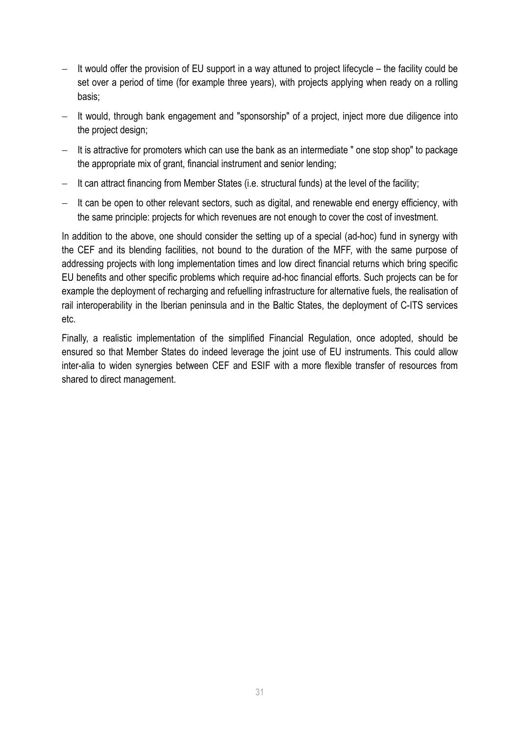- It would offer the provision of EU support in a way attuned to project lifecycle – the facility could be set over a period of time (for example three years), with projects applying when ready on a rolling basis;
- It would, through bank engagement and "sponsorship" of a project, inject more due diligence into the project design;
- It is attractive for promoters which can use the bank as an intermediate " one stop shop" to package the appropriate mix of grant, financial instrument and senior lending;
- It can attract financing from Member States (i.e. structural funds) at the level of the facility;
- It can be open to other relevant sectors, such as digital, and renewable end energy efficiency, with the same principle: projects for which revenues are not enough to cover the cost of investment.

In addition to the above, one should consider the setting up of a special (ad-hoc) fund in synergy with the CEF and its blending facilities, not bound to the duration of the MFF, with the same purpose of addressing projects with long implementation times and low direct financial returns which bring specific EU benefits and other specific problems which require ad-hoc financial efforts. Such projects can be for example the deployment of recharging and refuelling infrastructure for alternative fuels, the realisation of rail interoperability in the Iberian peninsula and in the Baltic States, the deployment of C-ITS services etc.

Finally, a realistic implementation of the simplified Financial Regulation, once adopted, should be ensured so that Member States do indeed leverage the joint use of EU instruments. This could allow inter-alia to widen synergies between CEF and ESIF with a more flexible transfer of resources from shared to direct management.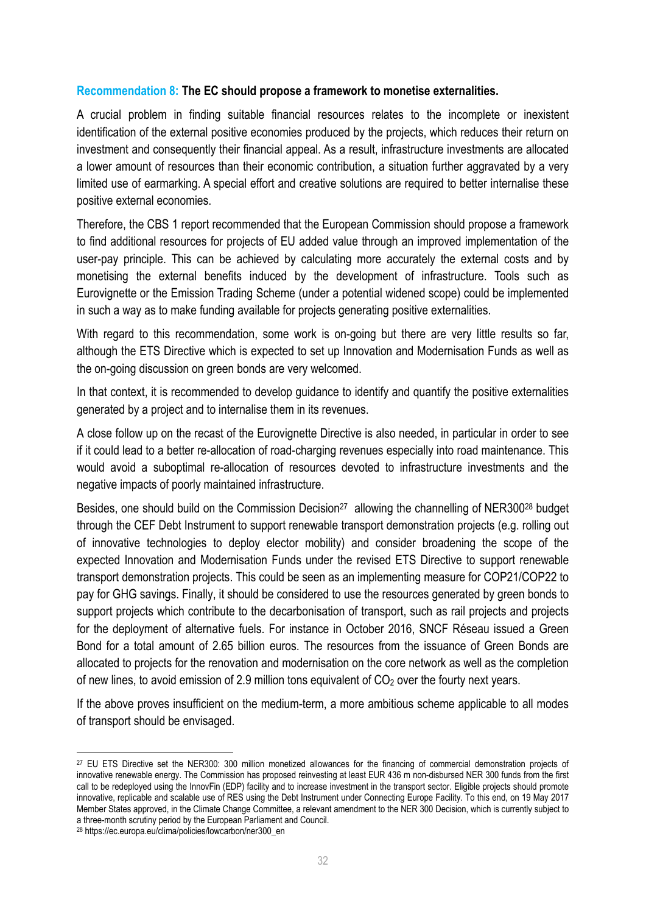**Recommendation 8: The EC should propose a framework to monetise externalities.**

A crucial problem in finding suitable financial resources relates to the incomplete or inexistent identification of the external positive economies produced by the projects, which reduces their return on investment and consequently their financial appeal. As a result, infrastructure investments are allocated a lower amount of resources than their economic contribution, a situation further aggravated by a very limited use of earmarking. A special effort and creative solutions are required to better internalise these positive external economies.

Therefore, the CBS 1 report recommended that the European Commission should propose a framework to find additional resources for projects of EU added value through an improved implementation of the user-pay principle. This can be achieved by calculating more accurately the external costs and by monetising the external benefits induced by the development of infrastructure. Tools such as Eurovignette or the Emission Trading Scheme (under a potential widened scope) could be implemented in such a way as to make funding available for projects generating positive externalities.

With regard to this recommendation, some work is on-going but there are very little results so far, although the ETS Directive which is expected to set up Innovation and Modernisation Funds as well as the on-going discussion on green bonds are very welcomed.

In that context, it is recommended to develop guidance to identify and quantify the positive externalities generated by a project and to internalise them in its revenues.

A close follow up on the recast of the Eurovignette Directive is also needed, in particular in order to see if it could lead to a better re-allocation of road-charging revenues especially into road maintenance. This would avoid a suboptimal re-allocation of resources devoted to infrastructure investments and the negative impacts of poorly maintained infrastructure.

Besides, one should build on the Commission Decision[27] allowing the channelling of NER300[28] budget through the CEF Debt Instrument to support renewable transport demonstration projects (e.g. rolling out of innovative technologies to deploy elector mobility) and consider broadening the scope of the expected Innovation and Modernisation Funds under the revised ETS Directive to support renewable transport demonstration projects. This could be seen as an implementing measure for COP21/COP22 to pay for GHG savings. Finally, it should be considered to use the resources generated by green bonds to support projects which contribute to the decarbonisation of transport, such as rail projects and projects for the deployment of alternative fuels. For instance in October 2016, SNCF Réseau issued a Green Bond for a total amount of 2.65 billion euros. The resources from the issuance of Green Bonds are allocated to projects for the renovation and modernisation on the core network as well as the completion of new lines, to avoid emission of 2.9 million tons equivalent of $CO_2$ over the fourty next years.

If the above proves insufficient on the medium-term, a more ambitious scheme applicable to all modes of transport should be envisaged.

---

[27] EU ETS Directive set the NER300: 300 million monetized allowances for the financing of commercial demonstration projects of innovative renewable energy. The Commission has proposed reinvesting at least EUR 436 m non-disbursed NER 300 funds from the first call to be redeployed using the InnovFin (EDP) facility and to increase investment in the transport sector. Eligible projects should promote innovative, replicable and scalable use of RES using the Debt Instrument under Connecting Europe Facility. To this end, on 19 May 2017 Member States approved, in the Climate Change Committee, a relevant amendment to the NER 300 Decision, which is currently subject to a three-month scrutiny period by the European Parliament and Council.

[28] https://ec.europa.eu/clima/policies/lowcarbon/ner300_en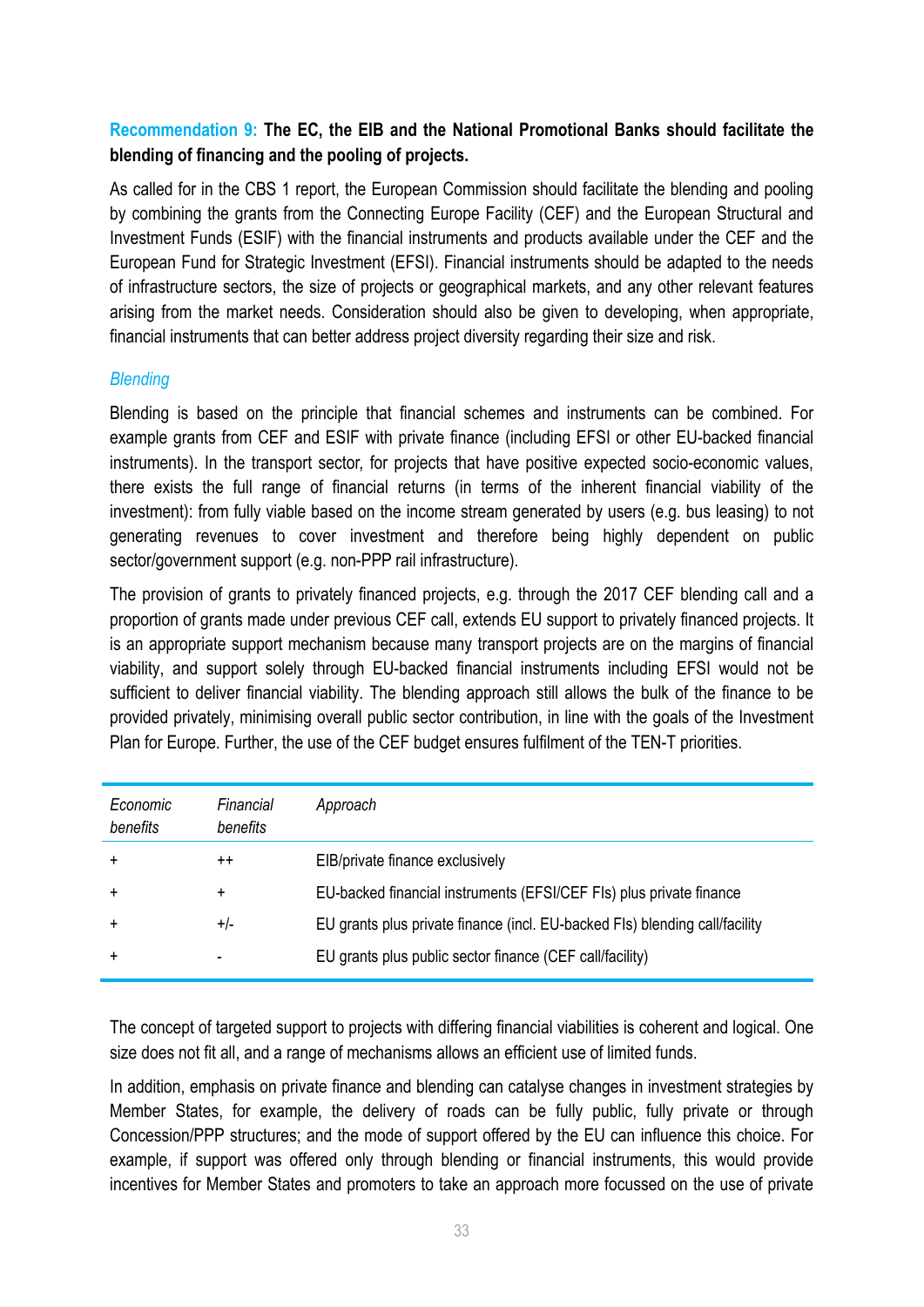**Recommendation 9: The EC, the EIB and the National Promotional Banks should facilitate the blending of financing and the pooling of projects.**

As called for in the CBS 1 report, the European Commission should facilitate the blending and pooling by combining the grants from the Connecting Europe Facility (CEF) and the European Structural and Investment Funds (ESIF) with the financial instruments and products available under the CEF and the European Fund for Strategic Investment (EFSI). Financial instruments should be adapted to the needs of infrastructure sectors, the size of projects or geographical markets, and any other relevant features arising from the market needs. Consideration should also be given to developing, when appropriate, financial instruments that can better address project diversity regarding their size and risk.

*Blending*

Blending is based on the principle that financial schemes and instruments can be combined. For example grants from CEF and ESIF with private finance (including EFSI or other EU-backed financial instruments). In the transport sector, for projects that have positive expected socio-economic values, there exists the full range of financial returns (in terms of the inherent financial viability of the investment): from fully viable based on the income stream generated by users (e.g. bus leasing) to not generating revenues to cover investment and therefore being highly dependent on public sector/government support (e.g. non-PPP rail infrastructure).

The provision of grants to privately financed projects, e.g. through the 2017 CEF blending call and a proportion of grants made under previous CEF call, extends EU support to privately financed projects. It is an appropriate support mechanism because many transport projects are on the margins of financial viability, and support solely through EU-backed financial instruments including EFSI would not be sufficient to deliver financial viability. The blending approach still allows the bulk of the finance to be provided privately, minimising overall public sector contribution, in line with the goals of the Investment Plan for Europe. Further, the use of the CEF budget ensures fulfilment of the TEN-T priorities.

| *Economic benefits* | *Financial benefits* | *Approach* |
|---|---|---|
| + | ++ | EIB/private finance exclusively |
| + | + | EU-backed financial instruments (EFSI/CEF FIs) plus private finance |
| + | +/- | EU grants plus private finance (incl. EU-backed FIs) blending call/facility |
| + | - | EU grants plus public sector finance (CEF call/facility) |

The concept of targeted support to projects with differing financial viabilities is coherent and logical. One size does not fit all, and a range of mechanisms allows an efficient use of limited funds.

In addition, emphasis on private finance and blending can catalyse changes in investment strategies by Member States, for example, the delivery of roads can be fully public, fully private or through Concession/PPP structures; and the mode of support offered by the EU can influence this choice. For example, if support was offered only through blending or financial instruments, this would provide incentives for Member States and promoters to take an approach more focussed on the use of private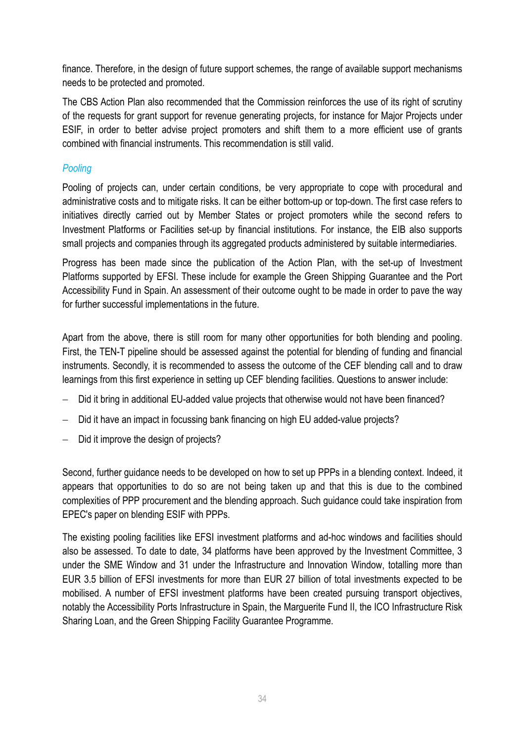finance. Therefore, in the design of future support schemes, the range of available support mechanisms needs to be protected and promoted.

The CBS Action Plan also recommended that the Commission reinforces the use of its right of scrutiny of the requests for grant support for revenue generating projects, for instance for Major Projects under ESIF, in order to better advise project promoters and shift them to a more efficient use of grants combined with financial instruments. This recommendation is still valid.

*Pooling*

Pooling of projects can, under certain conditions, be very appropriate to cope with procedural and administrative costs and to mitigate risks. It can be either bottom-up or top-down. The first case refers to initiatives directly carried out by Member States or project promoters while the second refers to Investment Platforms or Facilities set-up by financial institutions. For instance, the EIB also supports small projects and companies through its aggregated products administered by suitable intermediaries.

Progress has been made since the publication of the Action Plan, with the set-up of Investment Platforms supported by EFSI. These include for example the Green Shipping Guarantee and the Port Accessibility Fund in Spain. An assessment of their outcome ought to be made in order to pave the way for further successful implementations in the future.

Apart from the above, there is still room for many other opportunities for both blending and pooling. First, the TEN-T pipeline should be assessed against the potential for blending of funding and financial instruments. Secondly, it is recommended to assess the outcome of the CEF blending call and to draw learnings from this first experience in setting up CEF blending facilities. Questions to answer include:

- Did it bring in additional EU-added value projects that otherwise would not have been financed?
- Did it have an impact in focussing bank financing on high EU added-value projects?
- Did it improve the design of projects?

Second, further guidance needs to be developed on how to set up PPPs in a blending context. Indeed, it appears that opportunities to do so are not being taken up and that this is due to the combined complexities of PPP procurement and the blending approach. Such guidance could take inspiration from EPEC's paper on blending ESIF with PPPs.

The existing pooling facilities like EFSI investment platforms and ad-hoc windows and facilities should also be assessed. To date to date, 34 platforms have been approved by the Investment Committee, 3 under the SME Window and 31 under the Infrastructure and Innovation Window, totalling more than EUR 3.5 billion of EFSI investments for more than EUR 27 billion of total investments expected to be mobilised. A number of EFSI investment platforms have been created pursuing transport objectives, notably the Accessibility Ports Infrastructure in Spain, the Marguerite Fund II, the ICO Infrastructure Risk Sharing Loan, and the Green Shipping Facility Guarantee Programme.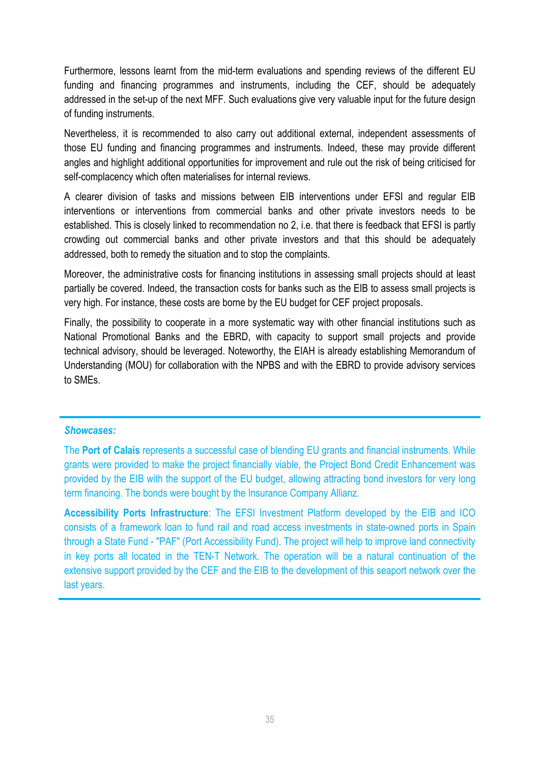Furthermore, lessons learnt from the mid-term evaluations and spending reviews of the different EU funding and financing programmes and instruments, including the CEF, should be adequately addressed in the set-up of the next MFF. Such evaluations give very valuable input for the future design of funding instruments.

Nevertheless, it is recommended to also carry out additional external, independent assessments of those EU funding and financing programmes and instruments. Indeed, these may provide different angles and highlight additional opportunities for improvement and rule out the risk of being criticised for self-complacency which often materialises for internal reviews.

A clearer division of tasks and missions between EIB interventions under EFSI and regular EIB interventions or interventions from commercial banks and other private investors needs to be established. This is closely linked to recommendation no 2, i.e. that there is feedback that EFSI is partly crowding out commercial banks and other private investors and that this should be adequately addressed, both to remedy the situation and to stop the complaints.

Moreover, the administrative costs for financing institutions in assessing small projects should at least partially be covered. Indeed, the transaction costs for banks such as the EIB to assess small projects is very high. For instance, these costs are borne by the EU budget for CEF project proposals.

Finally, the possibility to cooperate in a more systematic way with other financial institutions such as National Promotional Banks and the EBRD, with capacity to support small projects and provide technical advisory, should be leveraged. Noteworthy, the EIAH is already establishing Memorandum of Understanding (MOU) for collaboration with the NPBS and with the EBRD to provide advisory services to SMEs.

***Showcases:***

The **Port of Calais** represents a successful case of blending EU grants and financial instruments. While grants were provided to make the project financially viable, the Project Bond Credit Enhancement was provided by the EIB with the support of the EU budget, allowing attracting bond investors for very long term financing. The bonds were bought by the Insurance Company Allianz.

**Accessibility Ports Infrastructure**: The EFSI Investment Platform developed by the EIB and ICO consists of a framework loan to fund rail and road access investments in state-owned ports in Spain through a State Fund - "PAF" (Port Accessibility Fund). The project will help to improve land connectivity in key ports all located in the TEN-T Network. The operation will be a natural continuation of the extensive support provided by the CEF and the EIB to the development of this seaport network over the last years.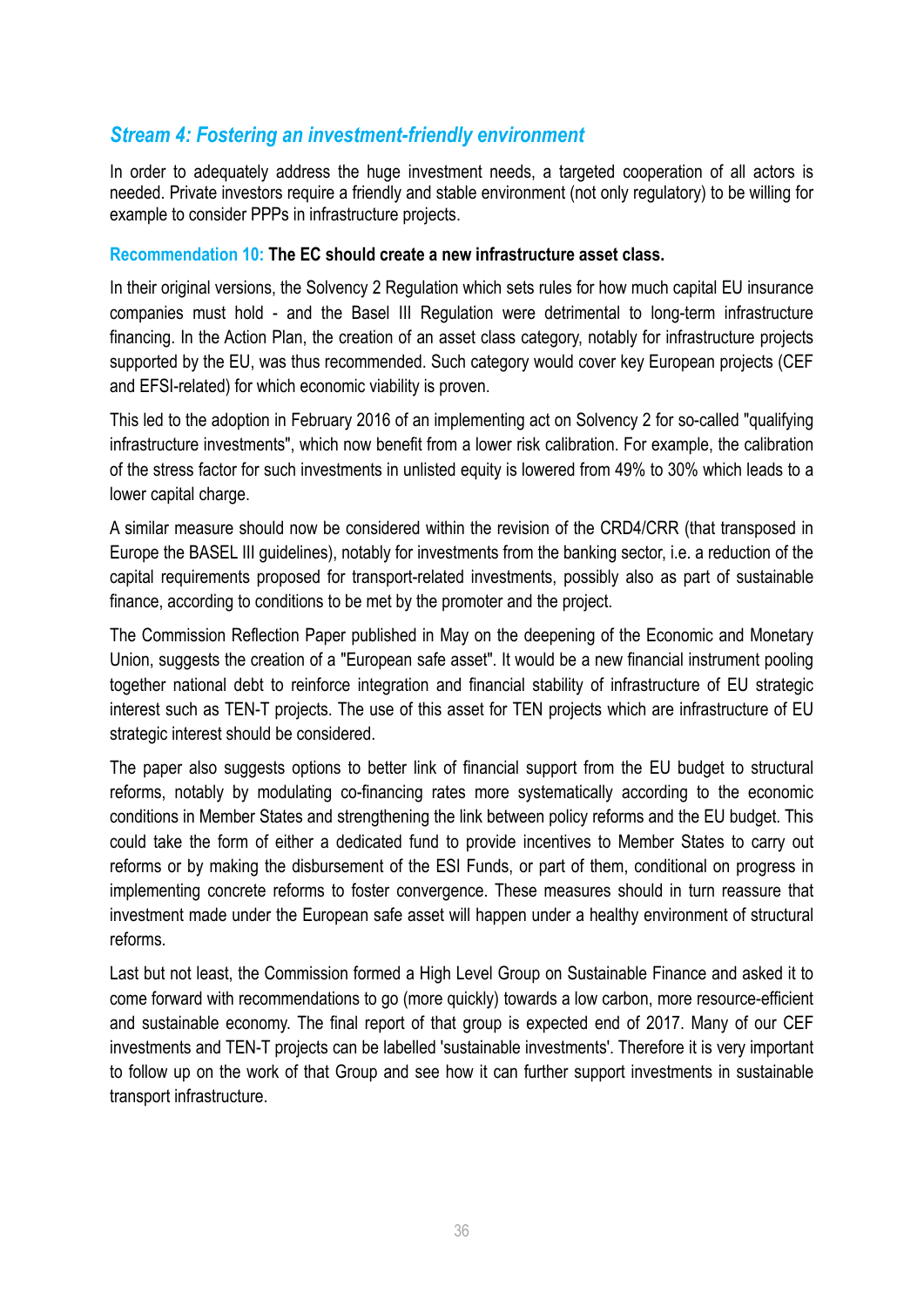## *Stream 4: Fostering an investment-friendly environment*

In order to adequately address the huge investment needs, a targeted cooperation of all actors is needed. Private investors require a friendly and stable environment (not only regulatory) to be willing for example to consider PPPs in infrastructure projects.

**Recommendation 10: The EC should create a new infrastructure asset class.**

In their original versions, the Solvency 2 Regulation which sets rules for how much capital EU insurance companies must hold - and the Basel III Regulation were detrimental to long-term infrastructure financing. In the Action Plan, the creation of an asset class category, notably for infrastructure projects supported by the EU, was thus recommended. Such category would cover key European projects (CEF and EFSI-related) for which economic viability is proven.

This led to the adoption in February 2016 of an implementing act on Solvency 2 for so-called "qualifying infrastructure investments", which now benefit from a lower risk calibration. For example, the calibration of the stress factor for such investments in unlisted equity is lowered from 49% to 30% which leads to a lower capital charge.

A similar measure should now be considered within the revision of the CRD4/CRR (that transposed in Europe the BASEL III guidelines), notably for investments from the banking sector, i.e. a reduction of the capital requirements proposed for transport-related investments, possibly also as part of sustainable finance, according to conditions to be met by the promoter and the project.

The Commission Reflection Paper published in May on the deepening of the Economic and Monetary Union, suggests the creation of a "European safe asset". It would be a new financial instrument pooling together national debt to reinforce integration and financial stability of infrastructure of EU strategic interest such as TEN-T projects. The use of this asset for TEN projects which are infrastructure of EU strategic interest should be considered.

The paper also suggests options to better link of financial support from the EU budget to structural reforms, notably by modulating co-financing rates more systematically according to the economic conditions in Member States and strengthening the link between policy reforms and the EU budget. This could take the form of either a dedicated fund to provide incentives to Member States to carry out reforms or by making the disbursement of the ESI Funds, or part of them, conditional on progress in implementing concrete reforms to foster convergence. These measures should in turn reassure that investment made under the European safe asset will happen under a healthy environment of structural reforms.

Last but not least, the Commission formed a High Level Group on Sustainable Finance and asked it to come forward with recommendations to go (more quickly) towards a low carbon, more resource-efficient and sustainable economy. The final report of that group is expected end of 2017. Many of our CEF investments and TEN-T projects can be labelled 'sustainable investments'. Therefore it is very important to follow up on the work of that Group and see how it can further support investments in sustainable transport infrastructure.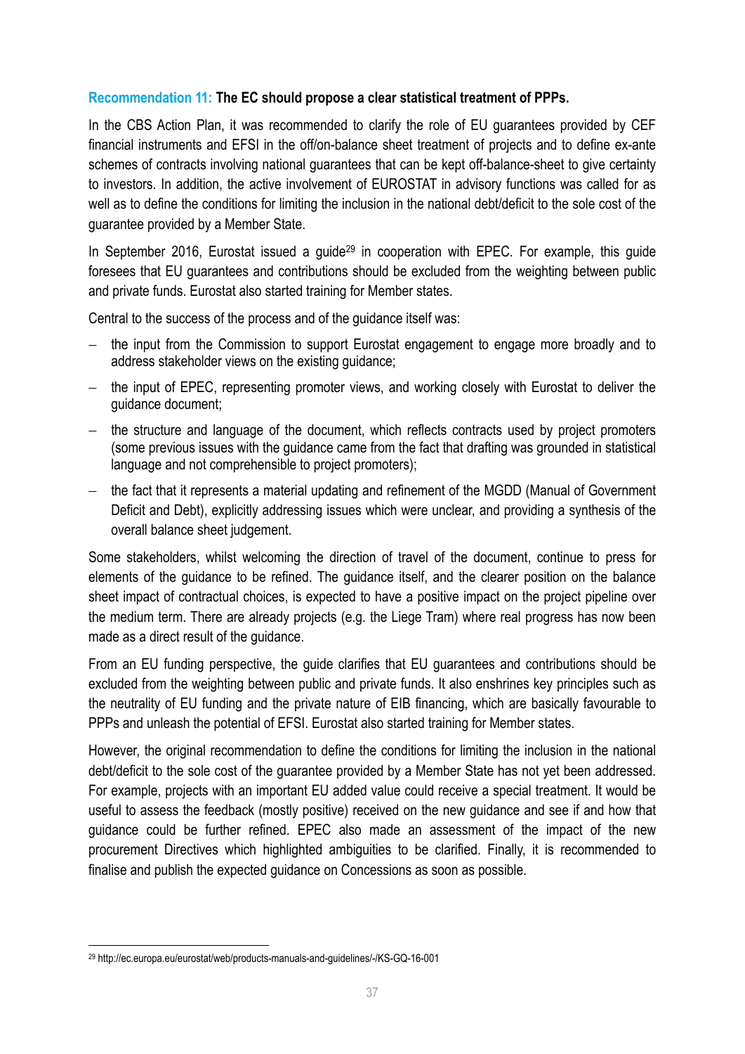**Recommendation 11: The EC should propose a clear statistical treatment of PPPs.**

In the CBS Action Plan, it was recommended to clarify the role of EU guarantees provided by CEF financial instruments and EFSI in the off/on-balance sheet treatment of projects and to define ex-ante schemes of contracts involving national guarantees that can be kept off-balance-sheet to give certainty to investors. In addition, the active involvement of EUROSTAT in advisory functions was called for as well as to define the conditions for limiting the inclusion in the national debt/deficit to the sole cost of the guarantee provided by a Member State.

In September 2016, Eurostat issued a guide[29] in cooperation with EPEC. For example, this guide foresees that EU guarantees and contributions should be excluded from the weighting between public and private funds. Eurostat also started training for Member states.

Central to the success of the process and of the guidance itself was:

- the input from the Commission to support Eurostat engagement to engage more broadly and to address stakeholder views on the existing guidance;
- the input of EPEC, representing promoter views, and working closely with Eurostat to deliver the guidance document;
- the structure and language of the document, which reflects contracts used by project promoters (some previous issues with the guidance came from the fact that drafting was grounded in statistical language and not comprehensible to project promoters);
- the fact that it represents a material updating and refinement of the MGDD (Manual of Government Deficit and Debt), explicitly addressing issues which were unclear, and providing a synthesis of the overall balance sheet judgement.

Some stakeholders, whilst welcoming the direction of travel of the document, continue to press for elements of the guidance to be refined. The guidance itself, and the clearer position on the balance sheet impact of contractual choices, is expected to have a positive impact on the project pipeline over the medium term. There are already projects (e.g. the Liege Tram) where real progress has now been made as a direct result of the guidance.

From an EU funding perspective, the guide clarifies that EU guarantees and contributions should be excluded from the weighting between public and private funds. It also enshrines key principles such as the neutrality of EU funding and the private nature of EIB financing, which are basically favourable to PPPs and unleash the potential of EFSI. Eurostat also started training for Member states.

However, the original recommendation to define the conditions for limiting the inclusion in the national debt/deficit to the sole cost of the guarantee provided by a Member State has not yet been addressed. For example, projects with an important EU added value could receive a special treatment. It would be useful to assess the feedback (mostly positive) received on the new guidance and see if and how that guidance could be further refined. EPEC also made an assessment of the impact of the new procurement Directives which highlighted ambiguities to be clarified. Finally, it is recommended to finalise and publish the expected guidance on Concessions as soon as possible.

[29] http://ec.europa.eu/eurostat/web/products-manuals-and-guidelines/-/KS-GQ-16-001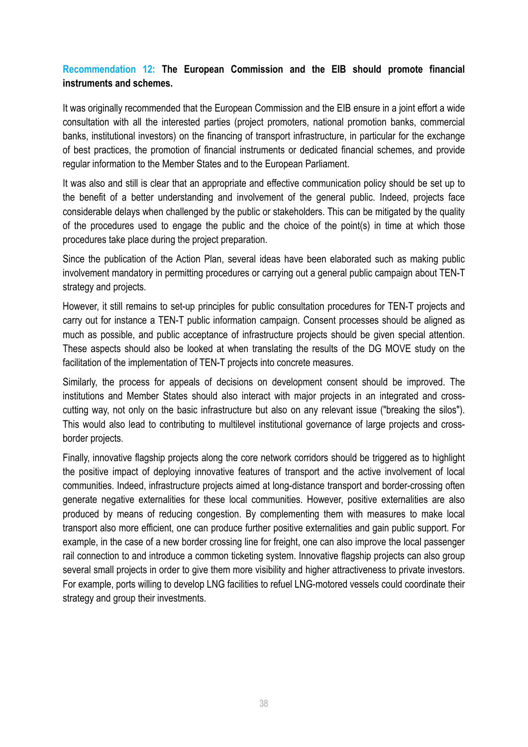**Recommendation 12: The European Commission and the EIB should promote financial instruments and schemes.**

It was originally recommended that the European Commission and the EIB ensure in a joint effort a wide consultation with all the interested parties (project promoters, national promotion banks, commercial banks, institutional investors) on the financing of transport infrastructure, in particular for the exchange of best practices, the promotion of financial instruments or dedicated financial schemes, and provide regular information to the Member States and to the European Parliament.

It was also and still is clear that an appropriate and effective communication policy should be set up to the benefit of a better understanding and involvement of the general public. Indeed, projects face considerable delays when challenged by the public or stakeholders. This can be mitigated by the quality of the procedures used to engage the public and the choice of the point(s) in time at which those procedures take place during the project preparation.

Since the publication of the Action Plan, several ideas have been elaborated such as making public involvement mandatory in permitting procedures or carrying out a general public campaign about TEN-T strategy and projects.

However, it still remains to set-up principles for public consultation procedures for TEN-T projects and carry out for instance a TEN-T public information campaign. Consent processes should be aligned as much as possible, and public acceptance of infrastructure projects should be given special attention. These aspects should also be looked at when translating the results of the DG MOVE study on the facilitation of the implementation of TEN-T projects into concrete measures.

Similarly, the process for appeals of decisions on development consent should be improved. The institutions and Member States should also interact with major projects in an integrated and cross-cutting way, not only on the basic infrastructure but also on any relevant issue ("breaking the silos"). This would also lead to contributing to multilevel institutional governance of large projects and cross-border projects.

Finally, innovative flagship projects along the core network corridors should be triggered as to highlight the positive impact of deploying innovative features of transport and the active involvement of local communities. Indeed, infrastructure projects aimed at long-distance transport and border-crossing often generate negative externalities for these local communities. However, positive externalities are also produced by means of reducing congestion. By complementing them with measures to make local transport also more efficient, one can produce further positive externalities and gain public support. For example, in the case of a new border crossing line for freight, one can also improve the local passenger rail connection to and introduce a common ticketing system. Innovative flagship projects can also group several small projects in order to give them more visibility and higher attractiveness to private investors. For example, ports willing to develop LNG facilities to refuel LNG-motored vessels could coordinate their strategy and group their investments.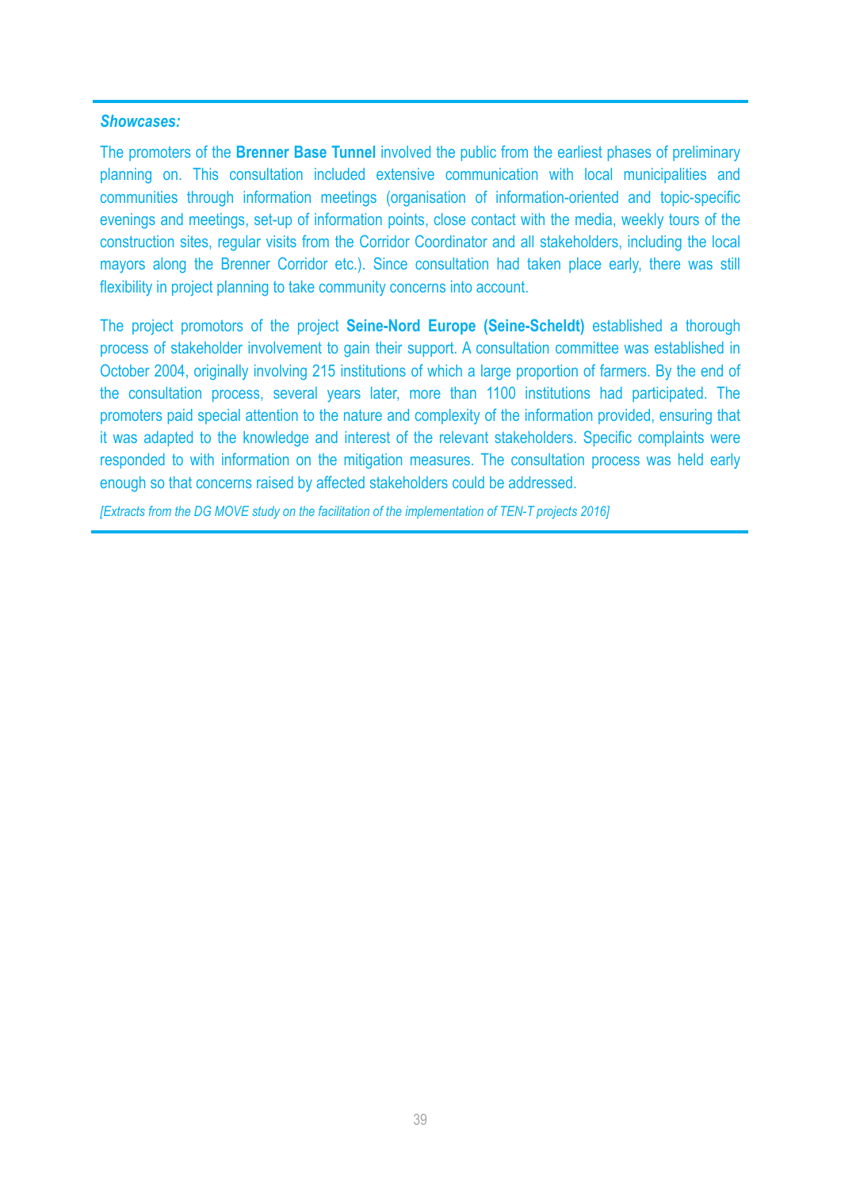***Showcases:***

The promoters of the **Brenner Base Tunnel** involved the public from the earliest phases of preliminary planning on. This consultation included extensive communication with local municipalities and communities through information meetings (organisation of information-oriented and topic-specific evenings and meetings, set-up of information points, close contact with the media, weekly tours of the construction sites, regular visits from the Corridor Coordinator and all stakeholders, including the local mayors along the Brenner Corridor etc.). Since consultation had taken place early, there was still flexibility in project planning to take community concerns into account.

The project promotors of the project **Seine-Nord Europe (Seine-Scheldt)** established a thorough process of stakeholder involvement to gain their support. A consultation committee was established in October 2004, originally involving 215 institutions of which a large proportion of farmers. By the end of the consultation process, several years later, more than 1100 institutions had participated. The promoters paid special attention to the nature and complexity of the information provided, ensuring that it was adapted to the knowledge and interest of the relevant stakeholders. Specific complaints were responded to with information on the mitigation measures. The consultation process was held early enough so that concerns raised by affected stakeholders could be addressed.

*[Extracts from the DG MOVE study on the facilitation of the implementation of TEN-T projects 2016]*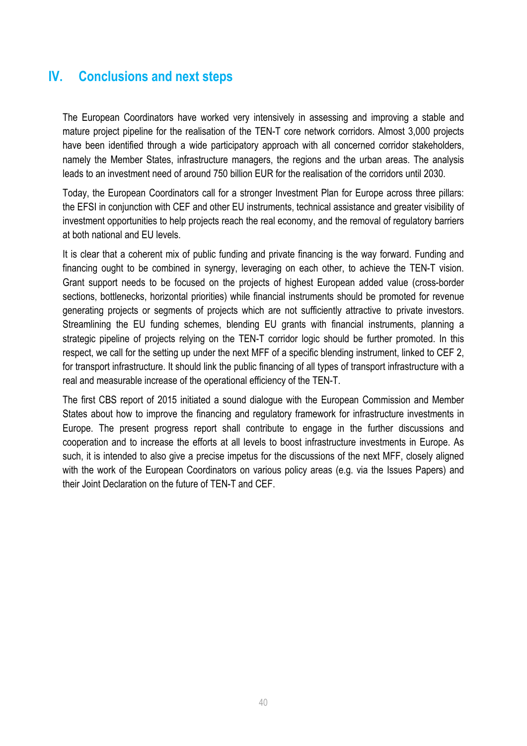# IV. Conclusions and next steps

The European Coordinators have worked very intensively in assessing and improving a stable and mature project pipeline for the realisation of the TEN-T core network corridors. Almost 3,000 projects have been identified through a wide participatory approach with all concerned corridor stakeholders, namely the Member States, infrastructure managers, the regions and the urban areas. The analysis leads to an investment need of around 750 billion EUR for the realisation of the corridors until 2030.

Today, the European Coordinators call for a stronger Investment Plan for Europe across three pillars: the EFSI in conjunction with CEF and other EU instruments, technical assistance and greater visibility of investment opportunities to help projects reach the real economy, and the removal of regulatory barriers at both national and EU levels.

It is clear that a coherent mix of public funding and private financing is the way forward. Funding and financing ought to be combined in synergy, leveraging on each other, to achieve the TEN-T vision. Grant support needs to be focused on the projects of highest European added value (cross-border sections, bottlenecks, horizontal priorities) while financial instruments should be promoted for revenue generating projects or segments of projects which are not sufficiently attractive to private investors. Streamlining the EU funding schemes, blending EU grants with financial instruments, planning a strategic pipeline of projects relying on the TEN-T corridor logic should be further promoted. In this respect, we call for the setting up under the next MFF of a specific blending instrument, linked to CEF 2, for transport infrastructure. It should link the public financing of all types of transport infrastructure with a real and measurable increase of the operational efficiency of the TEN-T.

The first CBS report of 2015 initiated a sound dialogue with the European Commission and Member States about how to improve the financing and regulatory framework for infrastructure investments in Europe. The present progress report shall contribute to engage in the further discussions and cooperation and to increase the efforts at all levels to boost infrastructure investments in Europe. As such, it is intended to also give a precise impetus for the discussions of the next MFF, closely aligned with the work of the European Coordinators on various policy areas (e.g. via the Issues Papers) and their Joint Declaration on the future of TEN-T and CEF.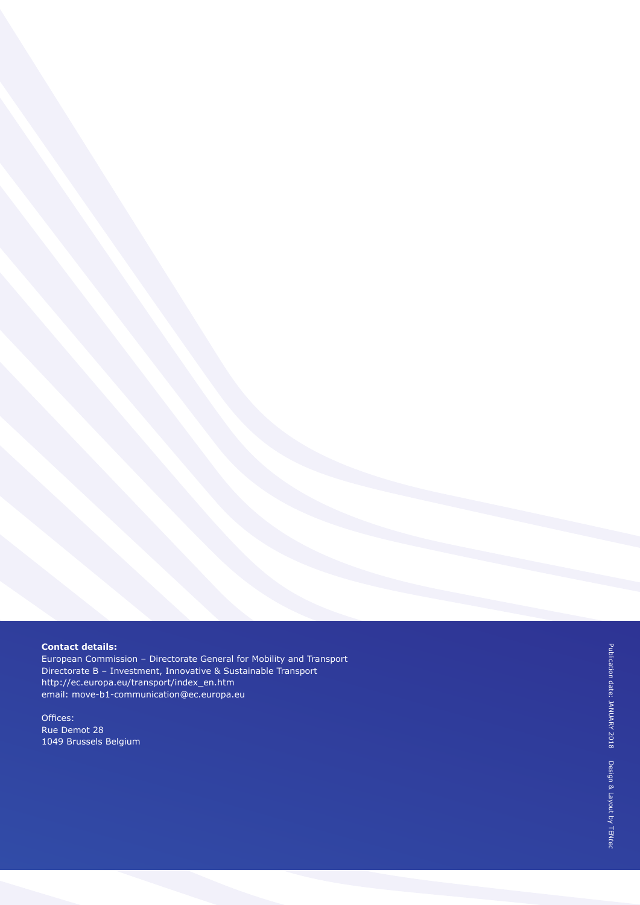**Contact details:**
European Commission – Directorate General for Mobility and Transport
Directorate B – Investment, Innovative & Sustainable Transport
http://ec.europa.eu/transport/index_en.htm
email: move-b1-communication@ec.europa.eu

Offices:
Rue Demot 28
1049 Brussels Belgium

Publication date: JANUARY 2018 Design & Layout by TENtec